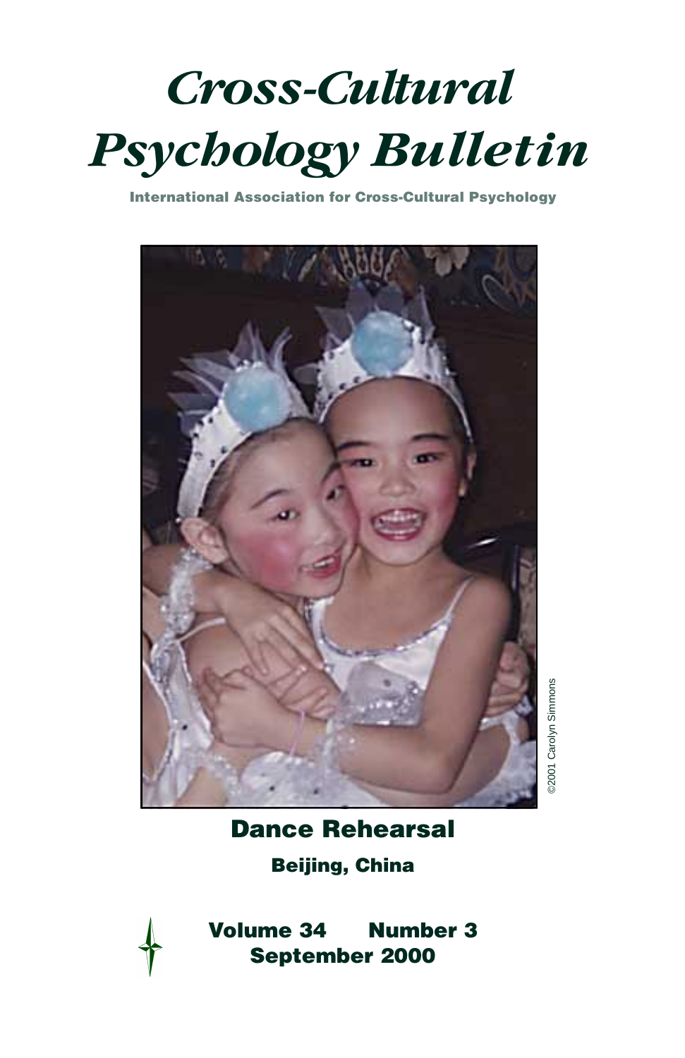# *Cross-Cultural Psychology Bulletin*

**International Association for Cross-Cultural Psychology**

©2001 Carolyn Simmons

## Dance Rehearsal

**Beijing, China**

**Volume 34 Number 3**
**September 2000**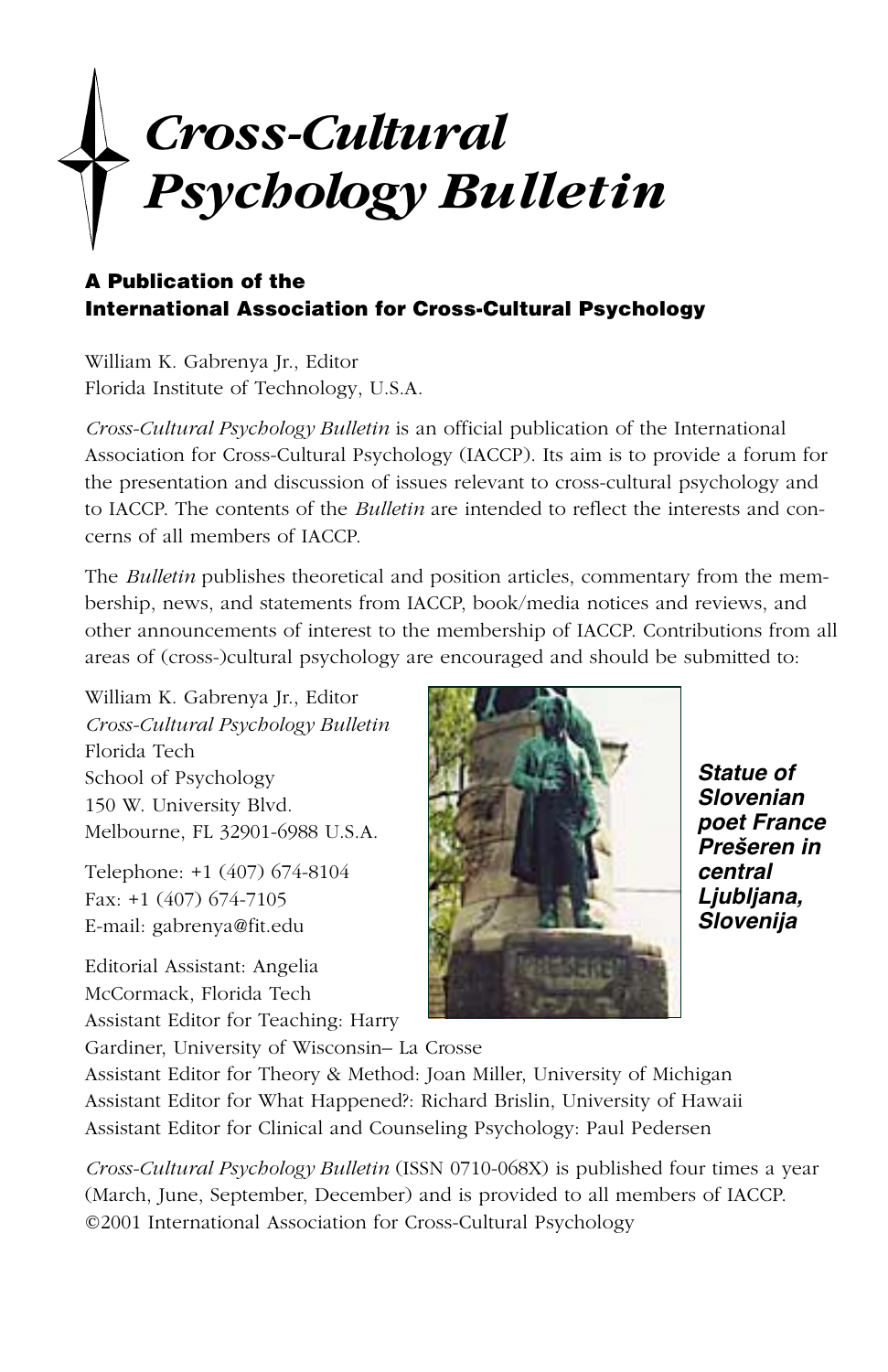# *Cross-Cultural Psychology Bulletin*

**A Publication of the International Association for Cross-Cultural Psychology**

William K. Gabrenya Jr., Editor
Florida Institute of Technology, U.S.A.

*Cross-Cultural Psychology Bulletin* is an official publication of the International Association for Cross-Cultural Psychology (IACCP). Its aim is to provide a forum for the presentation and discussion of issues relevant to cross-cultural psychology and to IACCP. The contents of the *Bulletin* are intended to reflect the interests and concerns of all members of IACCP.

The *Bulletin* publishes theoretical and position articles, commentary from the membership, news, and statements from IACCP, book/media notices and reviews, and other announcements of interest to the membership of IACCP. Contributions from all areas of (cross-)cultural psychology are encouraged and should be submitted to:

William K. Gabrenya Jr., Editor
*Cross-Cultural Psychology Bulletin*
Florida Tech
School of Psychology
150 W. University Blvd.
Melbourne, FL 32901-6988 U.S.A.

Telephone: +1 (407) 674-8104
Fax: +1 (407) 674-7105
E-mail: gabrenya@fit.edu

***Statue of Slovenian poet France Prešeren in central Ljubljana, Slovenija***

Editorial Assistant: Angelia McCormack, Florida Tech
Assistant Editor for Teaching: Harry Gardiner, University of Wisconsin– La Crosse
Assistant Editor for Theory & Method: Joan Miller, University of Michigan
Assistant Editor for What Happened?: Richard Brislin, University of Hawaii
Assistant Editor for Clinical and Counseling Psychology: Paul Pedersen

*Cross-Cultural Psychology Bulletin* (ISSN 0710-068X) is published four times a year (March, June, September, December) and is provided to all members of IACCP.
©2001 International Association for Cross-Cultural Psychology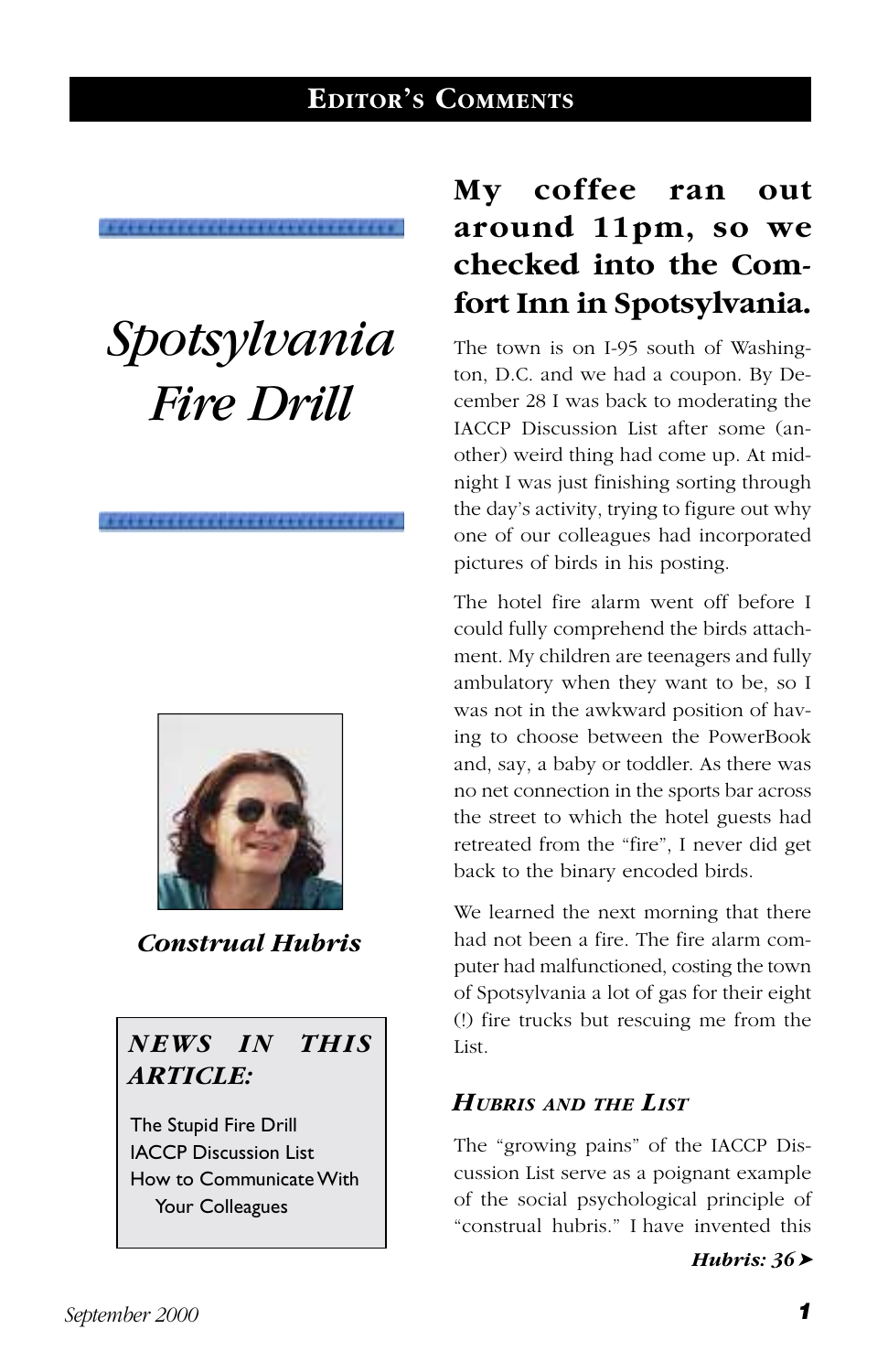**EDITOR'S COMMENTS**

# Spotsylvania Fire Drill

***Construal Hubris***

> ***NEWS IN THIS ARTICLE:***
>
> The Stupid Fire Drill
> IACCP Discussion List
> How to Communicate With Your Colleagues

## My coffee ran out around 11pm, so we checked into the Comfort Inn in Spotsylvania.

The town is on I-95 south of Washington, D.C. and we had a coupon. By December 28 I was back to moderating the IACCP Discussion List after some (another) weird thing had come up. At midnight I was just finishing sorting through the day's activity, trying to figure out why one of our colleagues had incorporated pictures of birds in his posting.

The hotel fire alarm went off before I could fully comprehend the birds attachment. My children are teenagers and fully ambulatory when they want to be, so I was not in the awkward position of having to choose between the PowerBook and, say, a baby or toddler. As there was no net connection in the sports bar across the street to which the hotel guests had retreated from the "fire", I never did get back to the binary encoded birds.

We learned the next morning that there had not been a fire. The fire alarm computer had malfunctioned, costing the town of Spotsylvania a lot of gas for their eight (!) fire trucks but rescuing me from the List.

### *HUBRIS AND THE LIST*

The "growing pains" of the IACCP Discussion List serve as a poignant example of the social psychological principle of "construal hubris." I have invented this

***Hubris: 36***➤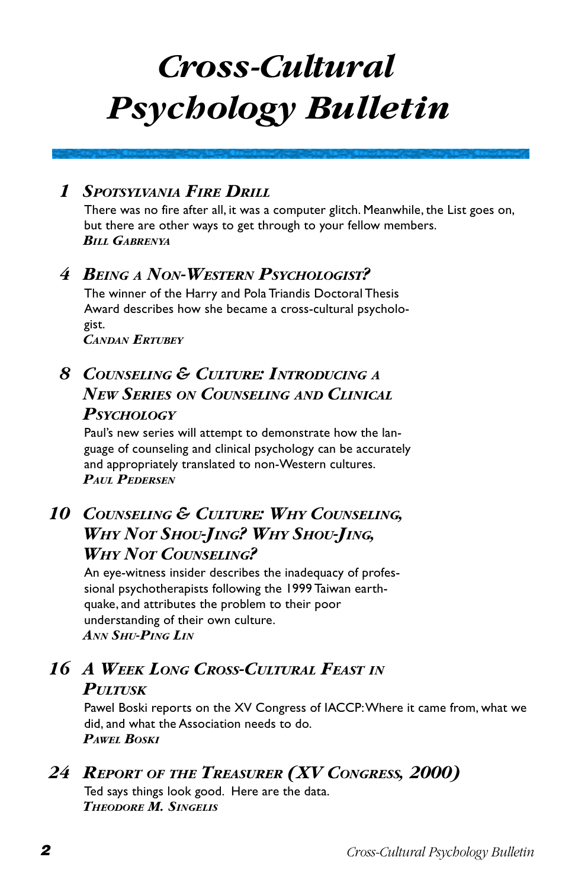# Cross-Cultural Psychology Bulletin

**1 SPOTSYLVANIA FIRE DRILL**

There was no fire after all, it was a computer glitch. Meanwhile, the List goes on, but there are other ways to get through to your fellow members.

***BILL GABRENYA***

**4 BEING A NON-WESTERN PSYCHOLOGIST?**

The winner of the Harry and Pola Triandis Doctoral Thesis Award describes how she became a cross-cultural psychologist.

***CANDAN ERTUBEY***

**8 COUNSELING & CULTURE: INTRODUCING A NEW SERIES ON COUNSELING AND CLINICAL PSYCHOLOGY**

Paul's new series will attempt to demonstrate how the language of counseling and clinical psychology can be accurately and appropriately translated to non-Western cultures.

***PAUL PEDERSEN***

**10 COUNSELING & CULTURE: WHY COUNSELING, WHY NOT SHOU-JING? WHY SHOU-JING, WHY NOT COUNSELING?**

An eye-witness insider describes the inadequacy of professional psychotherapists following the 1999 Taiwan earthquake, and attributes the problem to their poor understanding of their own culture.

***ANN SHU-PING LIN***

**16 A WEEK LONG CROSS-CULTURAL FEAST IN PULTUSK**

Pawel Boski reports on the XV Congress of IACCP: Where it came from, what we did, and what the Association needs to do.

***PAWEL BOSKI***

**24 REPORT OF THE TREASURER (XV CONGRESS, 2000)**

Ted says things look good. Here are the data.

***THEODORE M. SINGELIS***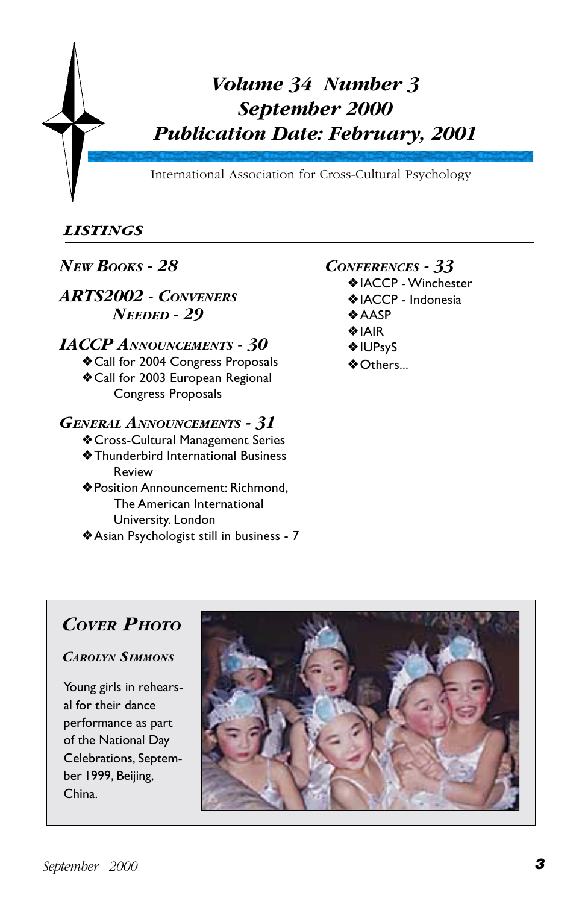# Volume 34 Number 3
# September 2000
# Publication Date: February, 2001

International Association for Cross-Cultural Psychology

## LISTINGS

### NEW BOOKS - 28

### ARTS2002 - CONVENERS NEEDED - 29

### IACCP ANNOUNCEMENTS - 30

- Call for 2004 Congress Proposals
- Call for 2003 European Regional Congress Proposals

### GENERAL ANNOUNCEMENTS - 31

- Cross-Cultural Management Series
- Thunderbird International Business Review
- Position Announcement: Richmond, The American International University. London
- Asian Psychologist still in business - 7

### CONFERENCES - 33

- IACCP - Winchester
- IACCP - Indonesia
- AASP
- IAIR
- IUPsyS
- Others...

### COVER PHOTO

#### CAROLYN SIMMONS

Young girls in rehearsal for their dance performance as part of the National Day Celebrations, September 1999, Beijing, China.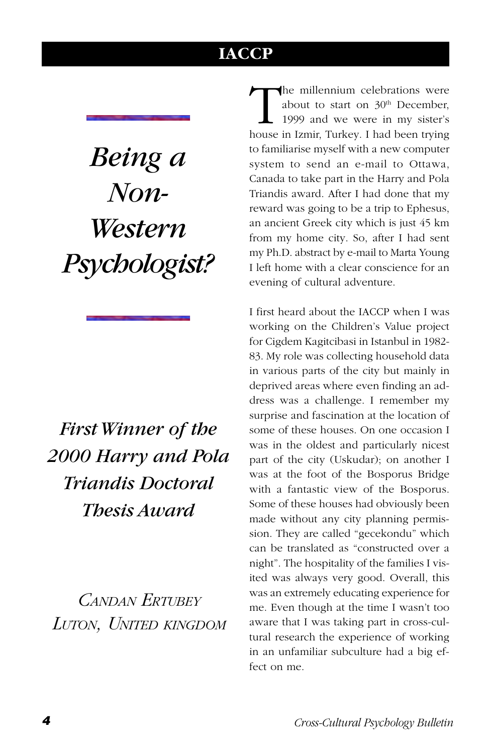# *Being a Non-Western Psychologist?*

### *First Winner of the 2000 Harry and Pola Triandis Doctoral Thesis Award*

*Candan Ertubey*
*Luton, United Kingdom*

The millennium celebrations were about to start on 30th December, 1999 and we were in my sister's house in Izmir, Turkey. I had been trying to familiarise myself with a new computer system to send an e-mail to Ottawa, Canada to take part in the Harry and Pola Triandis award. After I had done that my reward was going to be a trip to Ephesus, an ancient Greek city which is just 45 km from my home city. So, after I had sent my Ph.D. abstract by e-mail to Marta Young I left home with a clear conscience for an evening of cultural adventure.

I first heard about the IACCP when I was working on the Children's Value project for Cigdem Kagitcibasi in Istanbul in 1982-83. My role was collecting household data in various parts of the city but mainly in deprived areas where even finding an address was a challenge. I remember my surprise and fascination at the location of some of these houses. On one occasion I was in the oldest and particularly nicest part of the city (Uskudar); on another I was at the foot of the Bosporus Bridge with a fantastic view of the Bosporus. Some of these houses had obviously been made without any city planning permission. They are called "gecekondu" which can be translated as "constructed over a night". The hospitality of the families I visited was always very good. Overall, this was an extremely educating experience for me. Even though at the time I wasn't too aware that I was taking part in cross-cultural research the experience of working in an unfamiliar subculture had a big effect on me.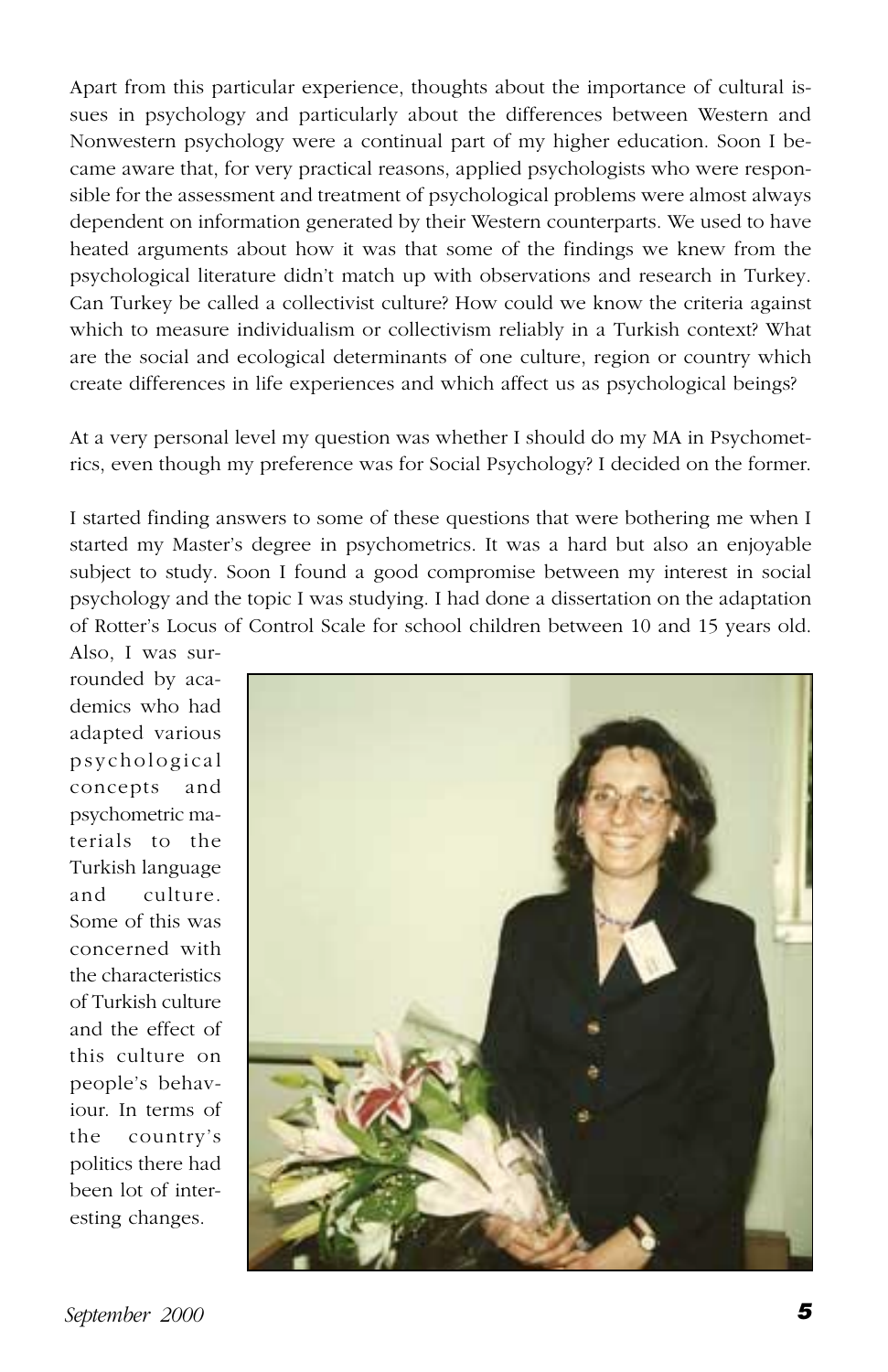Apart from this particular experience, thoughts about the importance of cultural issues in psychology and particularly about the differences between Western and Nonwestern psychology were a continual part of my higher education. Soon I became aware that, for very practical reasons, applied psychologists who were responsible for the assessment and treatment of psychological problems were almost always dependent on information generated by their Western counterparts. We used to have heated arguments about how it was that some of the findings we knew from the psychological literature didn't match up with observations and research in Turkey. Can Turkey be called a collectivist culture? How could we know the criteria against which to measure individualism or collectivism reliably in a Turkish context? What are the social and ecological determinants of one culture, region or country which create differences in life experiences and which affect us as psychological beings?

At a very personal level my question was whether I should do my MA in Psychometrics, even though my preference was for Social Psychology? I decided on the former.

I started finding answers to some of these questions that were bothering me when I started my Master's degree in psychometrics. It was a hard but also an enjoyable subject to study. Soon I found a good compromise between my interest in social psychology and the topic I was studying. I had done a dissertation on the adaptation of Rotter's Locus of Control Scale for school children between 10 and 15 years old. Also, I was surrounded by academics who had adapted various psychological concepts and psychometric materials to the Turkish language and culture. Some of this was concerned with the characteristics of Turkish culture and the effect of this culture on people's behaviour. In terms of the country's politics there had been lot of interesting changes.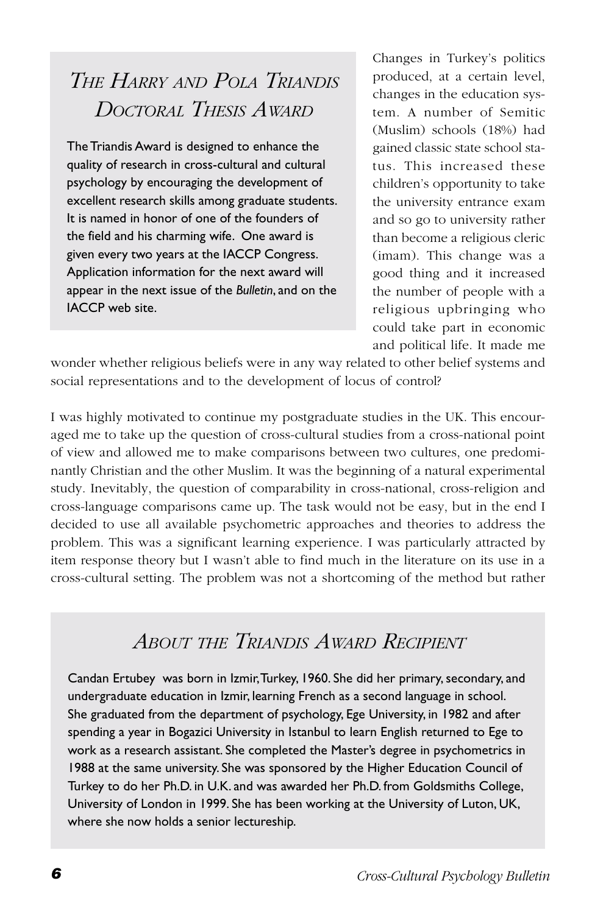## *The Harry and Pola Triandis Doctoral Thesis Award*

The Triandis Award is designed to enhance the quality of research in cross-cultural and cultural psychology by encouraging the development of excellent research skills among graduate students. It is named in honor of one of the founders of the field and his charming wife. One award is given every two years at the IACCP Congress. Application information for the next award will appear in the next issue of the *Bulletin*, and on the IACCP web site.

Changes in Turkey's politics produced, at a certain level, changes in the education system. A number of Semitic (Muslim) schools (18%) had gained classic state school status. This increased these children's opportunity to take the university entrance exam and so go to university rather than become a religious cleric (imam). This change was a good thing and it increased the number of people with a religious upbringing who could take part in economic and political life. It made me wonder whether religious beliefs were in any way related to other belief systems and social representations and to the development of locus of control?

I was highly motivated to continue my postgraduate studies in the UK. This encouraged me to take up the question of cross-cultural studies from a cross-national point of view and allowed me to make comparisons between two cultures, one predominantly Christian and the other Muslim. It was the beginning of a natural experimental study. Inevitably, the question of comparability in cross-national, cross-religion and cross-language comparisons came up. The task would not be easy, but in the end I decided to use all available psychometric approaches and theories to address the problem. This was a significant learning experience. I was particularly attracted by item response theory but I wasn't able to find much in the literature on its use in a cross-cultural setting. The problem was not a shortcoming of the method but rather

## *About the Triandis Award Recipient*

Candan Ertubey was born in Izmir, Turkey, 1960. She did her primary, secondary, and undergraduate education in Izmir, learning French as a second language in school. She graduated from the department of psychology, Ege University, in 1982 and after spending a year in Bogazici University in Istanbul to learn English returned to Ege to work as a research assistant. She completed the Master's degree in psychometrics in 1988 at the same university. She was sponsored by the Higher Education Council of Turkey to do her Ph.D. in U.K. and was awarded her Ph.D. from Goldsmiths College, University of London in 1999. She has been working at the University of Luton, UK, where she now holds a senior lectureship.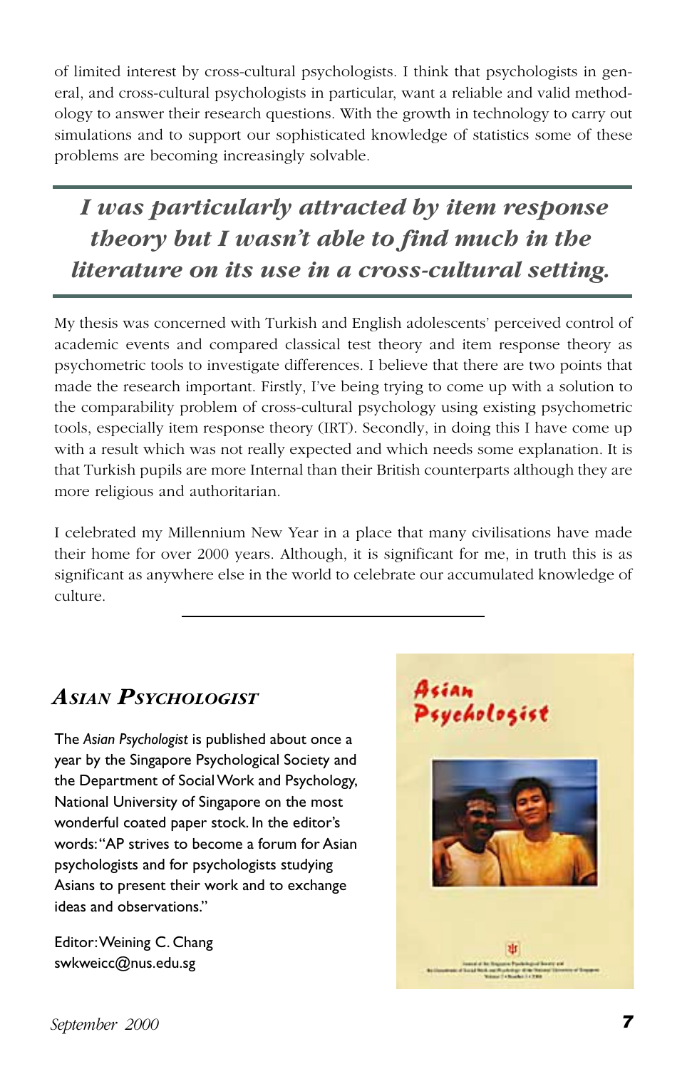of limited interest by cross-cultural psychologists. I think that psychologists in general, and cross-cultural psychologists in particular, want a reliable and valid methodology to answer their research questions. With the growth in technology to carry out simulations and to support our sophisticated knowledge of statistics some of these problems are becoming increasingly solvable.

> ***I was particularly attracted by item response theory but I wasn't able to find much in the literature on its use in a cross-cultural setting.***

My thesis was concerned with Turkish and English adolescents' perceived control of academic events and compared classical test theory and item response theory as psychometric tools to investigate differences. I believe that there are two points that made the research important. Firstly, I've being trying to come up with a solution to the comparability problem of cross-cultural psychology using existing psychometric tools, especially item response theory (IRT). Secondly, in doing this I have come up with a result which was not really expected and which needs some explanation. It is that Turkish pupils are more Internal than their British counterparts although they are more religious and authoritarian.

I celebrated my Millennium New Year in a place that many civilisations have made their home for over 2000 years. Although, it is significant for me, in truth this is as significant as anywhere else in the world to celebrate our accumulated knowledge of culture.

---

## *ASIAN PSYCHOLOGIST*

The *Asian Psychologist* is published about once a year by the Singapore Psychological Society and the Department of Social Work and Psychology, National University of Singapore on the most wonderful coated paper stock. In the editor's words: "AP strives to become a forum for Asian psychologists and for psychologists studying Asians to present their work and to exchange ideas and observations."

Editor: Weining C. Chang
swkweicc@nus.edu.sg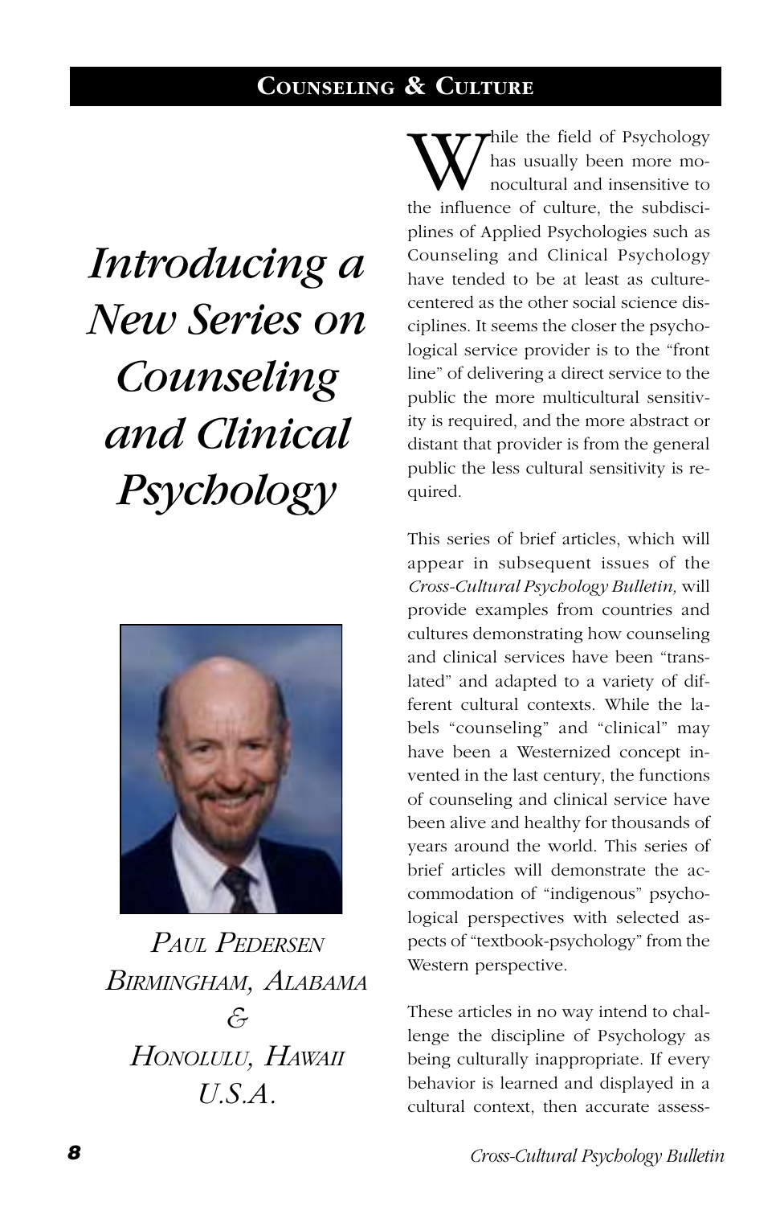# Introducing a New Series on Counseling and Clinical Psychology

Paul Pedersen
Birmingham, Alabama
&
Honolulu, Hawaii
U.S.A.

While the field of Psychology has usually been more monocultural and insensitive to the influence of culture, the subdisciplines of Applied Psychologies such as Counseling and Clinical Psychology have tended to be at least as culture-centered as the other social science disciplines. It seems the closer the psychological service provider is to the "front line" of delivering a direct service to the public the more multicultural sensitivity is required, and the more abstract or distant that provider is from the general public the less cultural sensitivity is required.

This series of brief articles, which will appear in subsequent issues of the *Cross-Cultural Psychology Bulletin,* will provide examples from countries and cultures demonstrating how counseling and clinical services have been "translated" and adapted to a variety of different cultural contexts. While the labels "counseling" and "clinical" may have been a Westernized concept invented in the last century, the functions of counseling and clinical service have been alive and healthy for thousands of years around the world. This series of brief articles will demonstrate the accommodation of "indigenous" psychological perspectives with selected aspects of "textbook-psychology" from the Western perspective.

These articles in no way intend to challenge the discipline of Psychology as being culturally inappropriate. If every behavior is learned and displayed in a cultural context, then accurate assess-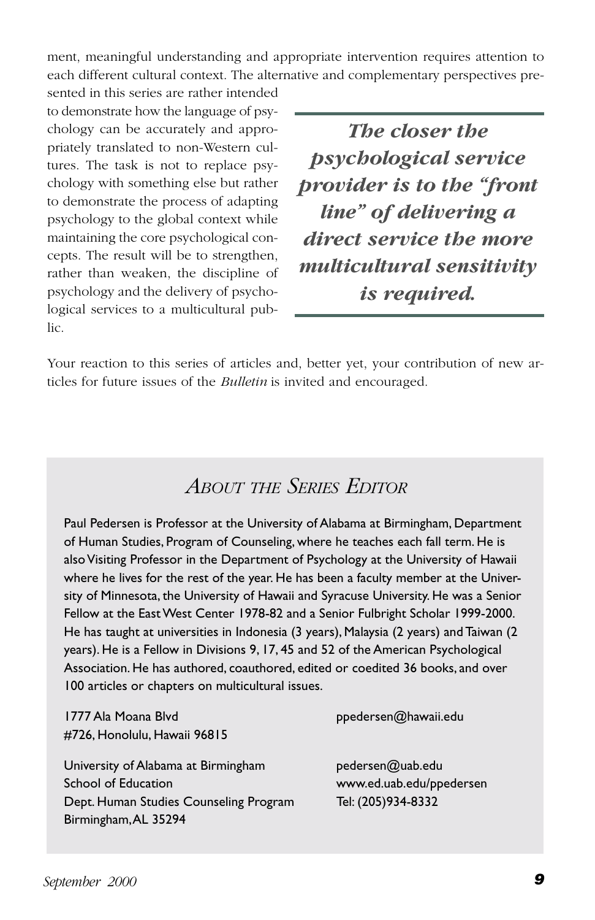ment, meaningful understanding and appropriate intervention requires attention to each different cultural context. The alternative and complementary perspectives presented in this series are rather intended to demonstrate how the language of psychology can be accurately and appropriately translated to non-Western cultures. The task is not to replace psychology with something else but rather to demonstrate the process of adapting psychology to the global context while maintaining the core psychological concepts. The result will be to strengthen, rather than weaken, the discipline of psychology and the delivery of psychological services to a multicultural public.

> ***The closer the psychological service provider is to the "front line" of delivering a direct service the more multicultural sensitivity is required.***

Your reaction to this series of articles and, better yet, your contribution of new articles for future issues of the *Bulletin* is invited and encouraged.

## *About the Series Editor*

Paul Pedersen is Professor at the University of Alabama at Birmingham, Department of Human Studies, Program of Counseling, where he teaches each fall term. He is also Visiting Professor in the Department of Psychology at the University of Hawaii where he lives for the rest of the year. He has been a faculty member at the University of Minnesota, the University of Hawaii and Syracuse University. He was a Senior Fellow at the East West Center 1978-82 and a Senior Fulbright Scholar 1999-2000. He has taught at universities in Indonesia (3 years), Malaysia (2 years) and Taiwan (2 years). He is a Fellow in Divisions 9, 17, 45 and 52 of the American Psychological Association. He has authored, coauthored, edited or coedited 36 books, and over 100 articles or chapters on multicultural issues.

1777 Ala Moana Blvd
#726, Honolulu, Hawaii 96815

ppedersen@hawaii.edu

University of Alabama at Birmingham
School of Education
Dept. Human Studies Counseling Program
Birmingham, AL 35294

pedersen@uab.edu
www.ed.uab.edu/ppedersen
Tel: (205)934-8332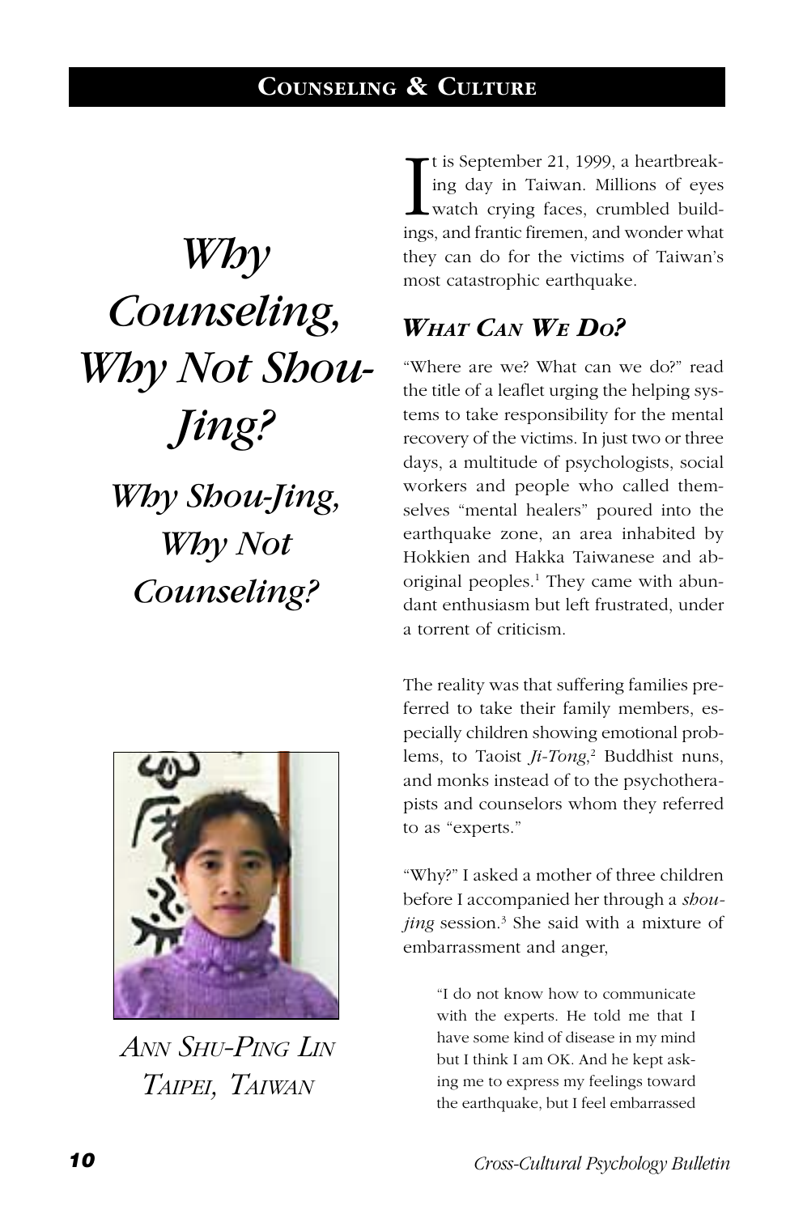# Why Counseling, Why Not Shou-Jing?

## Why Shou-Jing, Why Not Counseling?

*Ann Shu-Ping Lin*
*Taipei, Taiwan*

It is September 21, 1999, a heartbreaking day in Taiwan. Millions of eyes watch crying faces, crumbled buildings, and frantic firemen, and wonder what they can do for the victims of Taiwan's most catastrophic earthquake.

### *What Can We Do?*

"Where are we? What can we do?" read the title of a leaflet urging the helping systems to take responsibility for the mental recovery of the victims. In just two or three days, a multitude of psychologists, social workers and people who called themselves "mental healers" poured into the earthquake zone, an area inhabited by Hokkien and Hakka Taiwanese and aboriginal peoples.[1] They came with abundant enthusiasm but left frustrated, under a torrent of criticism.

The reality was that suffering families preferred to take their family members, especially children showing emotional problems, to Taoist *Ji-Tong*,[2] Buddhist nuns, and monks instead of to the psychotherapists and counselors whom they referred to as "experts."

"Why?" I asked a mother of three children before I accompanied her through a *shou-jing* session.[3] She said with a mixture of embarrassment and anger,

> "I do not know how to communicate with the experts. He told me that I have some kind of disease in my mind but I think I am OK. And he kept asking me to express my feelings toward the earthquake, but I feel embarrassed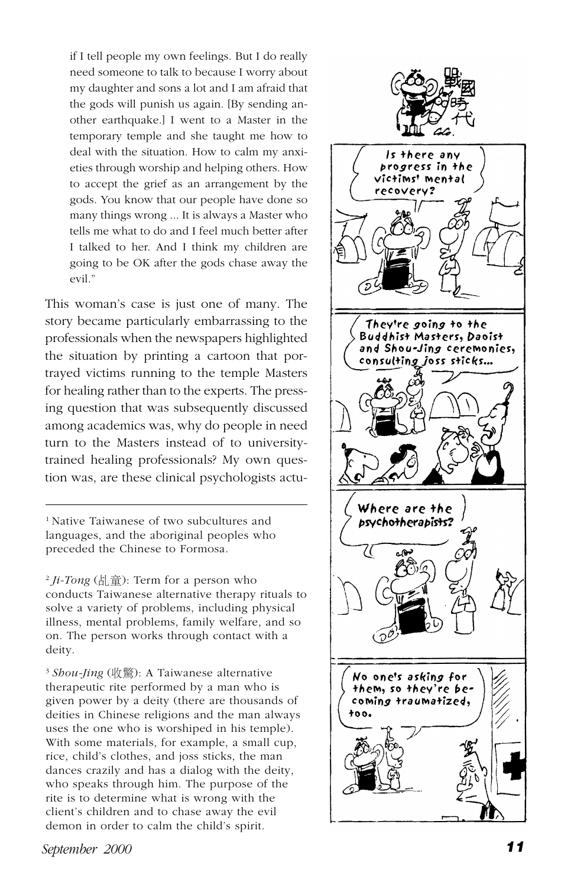if I tell people my own feelings. But I do really need someone to talk to because I worry about my daughter and sons a lot and I am afraid that the gods will punish us again. [By sending another earthquake.] I went to a Master in the temporary temple and she taught me how to deal with the situation. How to calm my anxieties through worship and helping others. How to accept the grief as an arrangement by the gods. You know that our people have done so many things wrong ... It is always a Master who tells me what to do and I feel much better after I talked to her. And I think my children are going to be OK after the gods chase away the evil."

This woman's case is just one of many. The story became particularly embarrassing to the professionals when the newspapers highlighted the situation by printing a cartoon that portrayed victims running to the temple Masters for healing rather than to the experts. The pressing question that was subsequently discussed among academics was, why do people in need turn to the Masters instead of to university-trained healing professionals? My own question was, are these clinical psychologists actu-

---

[1] Native Taiwanese of two subcultures and languages, and the aboriginal peoples who preceded the Chinese to Formosa.

[2] *Ji-Tong* (乩童): Term for a person who conducts Taiwanese alternative therapy rituals to solve a variety of problems, including physical illness, mental problems, family welfare, and so on. The person works through contact with a deity.

[3] *Shou-Jing* (收驚): A Taiwanese alternative therapeutic rite performed by a man who is given power by a deity (there are thousands of deities in Chinese religions and the man always uses the one who is worshiped in his temple). With some materials, for example, a small cup, rice, child's clothes, and joss sticks, the man dances crazily and has a dialog with the deity, who speaks through him. The purpose of the rite is to determine what is wrong with the client's children and to chase away the evil demon in order to calm the child's spirit.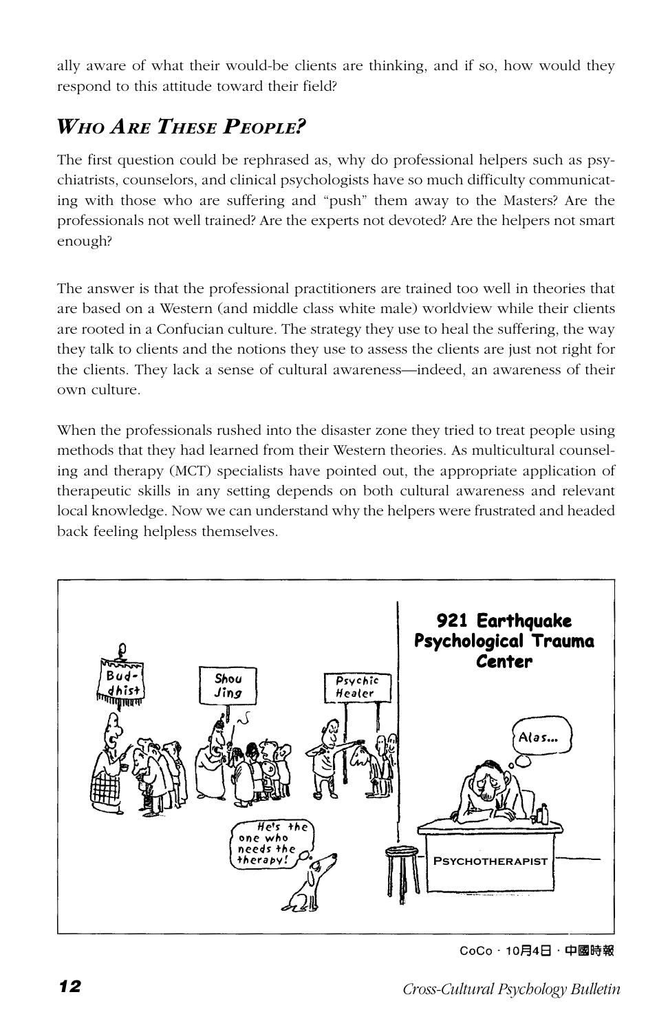ally aware of what their would-be clients are thinking, and if so, how would they respond to this attitude toward their field?

## *Who Are These People?*

The first question could be rephrased as, why do professional helpers such as psychiatrists, counselors, and clinical psychologists have so much difficulty communicating with those who are suffering and "push" them away to the Masters? Are the professionals not well trained? Are the experts not devoted? Are the helpers not smart enough?

The answer is that the professional practitioners are trained too well in theories that are based on a Western (and middle class white male) worldview while their clients are rooted in a Confucian culture. The strategy they use to heal the suffering, the way they talk to clients and the notions they use to assess the clients are just not right for the clients. They lack a sense of cultural awareness—indeed, an awareness of their own culture.

When the professionals rushed into the disaster zone they tried to treat people using methods that they had learned from their Western theories. As multicultural counseling and therapy (MCT) specialists have pointed out, the appropriate application of therapeutic skills in any setting depends on both cultural awareness and relevant local knowledge. Now we can understand why the helpers were frustrated and headed back feeling helpless themselves.

CoCo · 10月4日 · 中國時報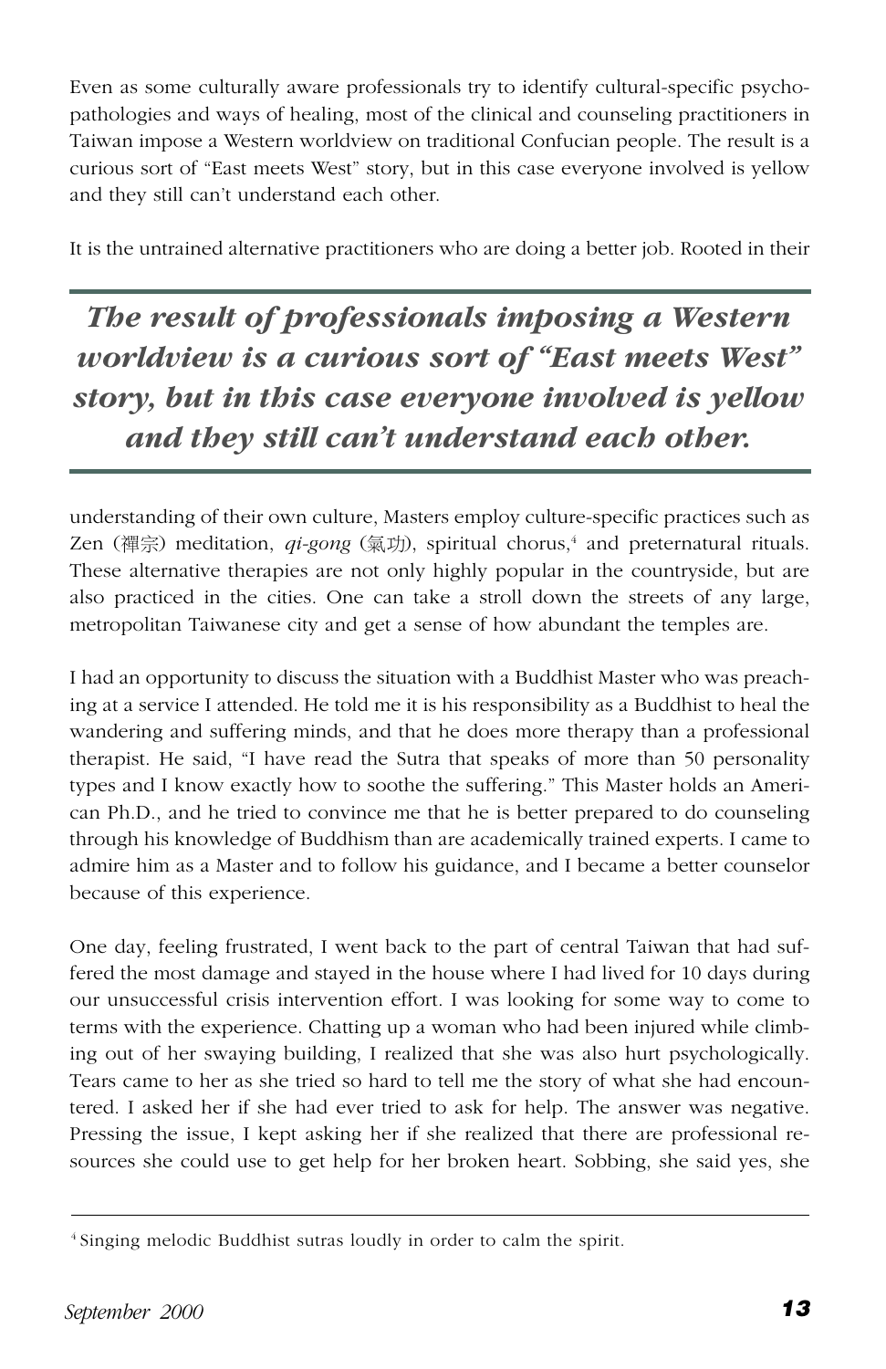Even as some culturally aware professionals try to identify cultural-specific psychopathologies and ways of healing, most of the clinical and counseling practitioners in Taiwan impose a Western worldview on traditional Confucian people. The result is a curious sort of "East meets West" story, but in this case everyone involved is yellow and they still can't understand each other.

It is the untrained alternative practitioners who are doing a better job. Rooted in their understanding of their own culture, Masters employ culture-specific practices such as Zen (禪宗) meditation, *qi-gong* (氣功), spiritual chorus,[4] and preternatural rituals. These alternative therapies are not only highly popular in the countryside, but are also practiced in the cities. One can take a stroll down the streets of any large, metropolitan Taiwanese city and get a sense of how abundant the temples are.

> ***The result of professionals imposing a Western worldview is a curious sort of "East meets West" story, but in this case everyone involved is yellow and they still can't understand each other.***

I had an opportunity to discuss the situation with a Buddhist Master who was preaching at a service I attended. He told me it is his responsibility as a Buddhist to heal the wandering and suffering minds, and that he does more therapy than a professional therapist. He said, "I have read the Sutra that speaks of more than 50 personality types and I know exactly how to soothe the suffering." This Master holds an American Ph.D., and he tried to convince me that he is better prepared to do counseling through his knowledge of Buddhism than are academically trained experts. I came to admire him as a Master and to follow his guidance, and I became a better counselor because of this experience.

One day, feeling frustrated, I went back to the part of central Taiwan that had suffered the most damage and stayed in the house where I had lived for 10 days during our unsuccessful crisis intervention effort. I was looking for some way to come to terms with the experience. Chatting up a woman who had been injured while climbing out of her swaying building, I realized that she was also hurt psychologically. Tears came to her as she tried so hard to tell me the story of what she had encountered. I asked her if she had ever tried to ask for help. The answer was negative. Pressing the issue, I kept asking her if she realized that there are professional resources she could use to get help for her broken heart. Sobbing, she said yes, she

---

[4] Singing melodic Buddhist sutras loudly in order to calm the spirit.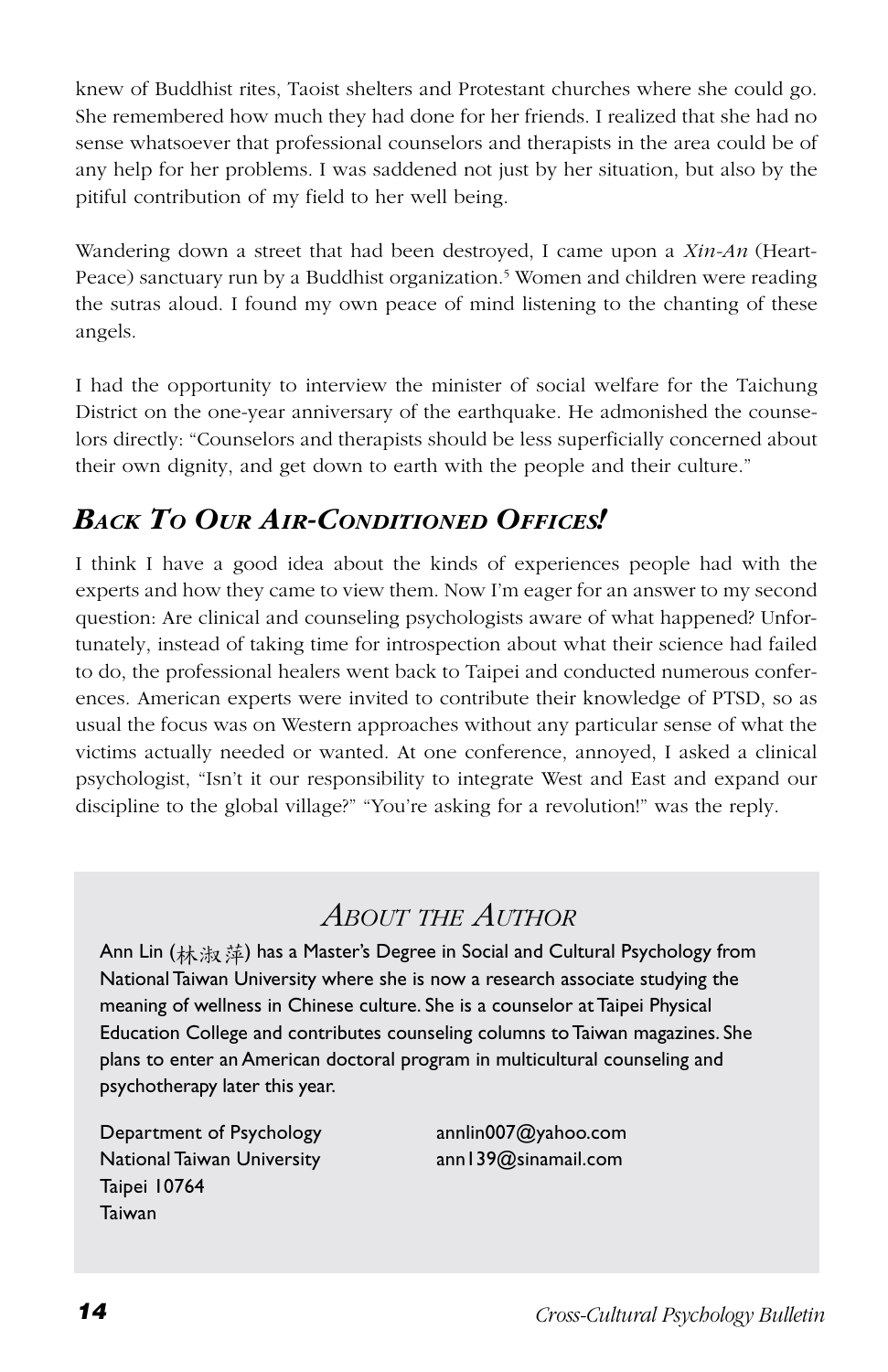knew of Buddhist rites, Taoist shelters and Protestant churches where she could go. She remembered how much they had done for her friends. I realized that she had no sense whatsoever that professional counselors and therapists in the area could be of any help for her problems. I was saddened not just by her situation, but also by the pitiful contribution of my field to her well being.

Wandering down a street that had been destroyed, I came upon a *Xin-An* (Heart-Peace) sanctuary run by a Buddhist organization.[5] Women and children were reading the sutras aloud. I found my own peace of mind listening to the chanting of these angels.

I had the opportunity to interview the minister of social welfare for the Taichung District on the one-year anniversary of the earthquake. He admonished the counselors directly: "Counselors and therapists should be less superficially concerned about their own dignity, and get down to earth with the people and their culture."

## *Back To Our Air-Conditioned Offices!*

I think I have a good idea about the kinds of experiences people had with the experts and how they came to view them. Now I'm eager for an answer to my second question: Are clinical and counseling psychologists aware of what happened? Unfortunately, instead of taking time for introspection about what their science had failed to do, the professional healers went back to Taipei and conducted numerous conferences. American experts were invited to contribute their knowledge of PTSD, so as usual the focus was on Western approaches without any particular sense of what the victims actually needed or wanted. At one conference, annoyed, I asked a clinical psychologist, "Isn't it our responsibility to integrate West and East and expand our discipline to the global village?" "You're asking for a revolution!" was the reply.

## *About the Author*

Ann Lin (林淑萍) has a Master's Degree in Social and Cultural Psychology from National Taiwan University where she is now a research associate studying the meaning of wellness in Chinese culture. She is a counselor at Taipei Physical Education College and contributes counseling columns to Taiwan magazines. She plans to enter an American doctoral program in multicultural counseling and psychotherapy later this year.

Department of Psychology
National Taiwan University
Taipei 10764
Taiwan

annlin007@yahoo.com
ann139@sinamail.com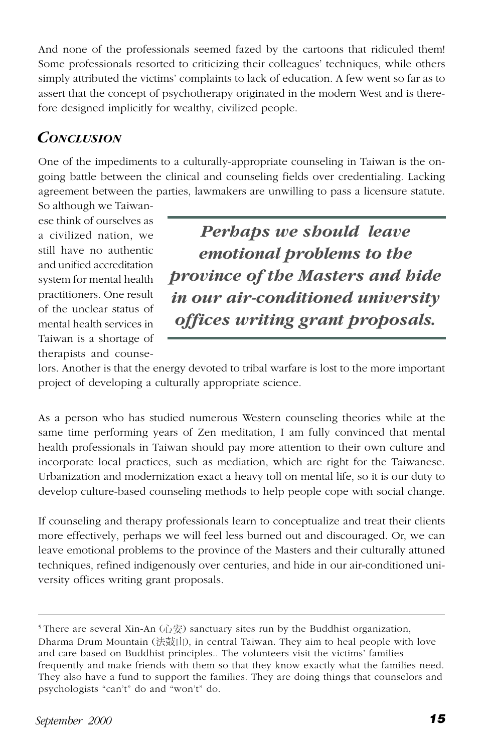And none of the professionals seemed fazed by the cartoons that ridiculed them! Some professionals resorted to criticizing their colleagues' techniques, while others simply attributed the victims' complaints to lack of education. A few went so far as to assert that the concept of psychotherapy originated in the modern West and is therefore designed implicitly for wealthy, civilized people.

## *CONCLUSION*

One of the impediments to a culturally-appropriate counseling in Taiwan is the ongoing battle between the clinical and counseling fields over credentialing. Lacking agreement between the parties, lawmakers are unwilling to pass a licensure statute. So although we Taiwanese think of ourselves as a civilized nation, we still have no authentic and unified accreditation system for mental health practitioners. One result of the unclear status of mental health services in Taiwan is a shortage of therapists and counselors. Another is that the energy devoted to tribal warfare is lost to the more important project of developing a culturally appropriate science.

> ***Perhaps we should leave emotional problems to the province of the Masters and hide in our air-conditioned university offices writing grant proposals.***

As a person who has studied numerous Western counseling theories while at the same time performing years of Zen meditation, I am fully convinced that mental health professionals in Taiwan should pay more attention to their own culture and incorporate local practices, such as mediation, which are right for the Taiwanese. Urbanization and modernization exact a heavy toll on mental life, so it is our duty to develop culture-based counseling methods to help people cope with social change.

If counseling and therapy professionals learn to conceptualize and treat their clients more effectively, perhaps we will feel less burned out and discouraged. Or, we can leave emotional problems to the province of the Masters and their culturally attuned techniques, refined indigenously over centuries, and hide in our air-conditioned university offices writing grant proposals.

---

[5] There are several Xin-An (心安) sanctuary sites run by the Buddhist organization, Dharma Drum Mountain (法鼓山), in central Taiwan. They aim to heal people with love and care based on Buddhist principles.. The volunteers visit the victims' families frequently and make friends with them so that they know exactly what the families need. They also have a fund to support the families. They are doing things that counselors and psychologists "can't" do and "won't" do.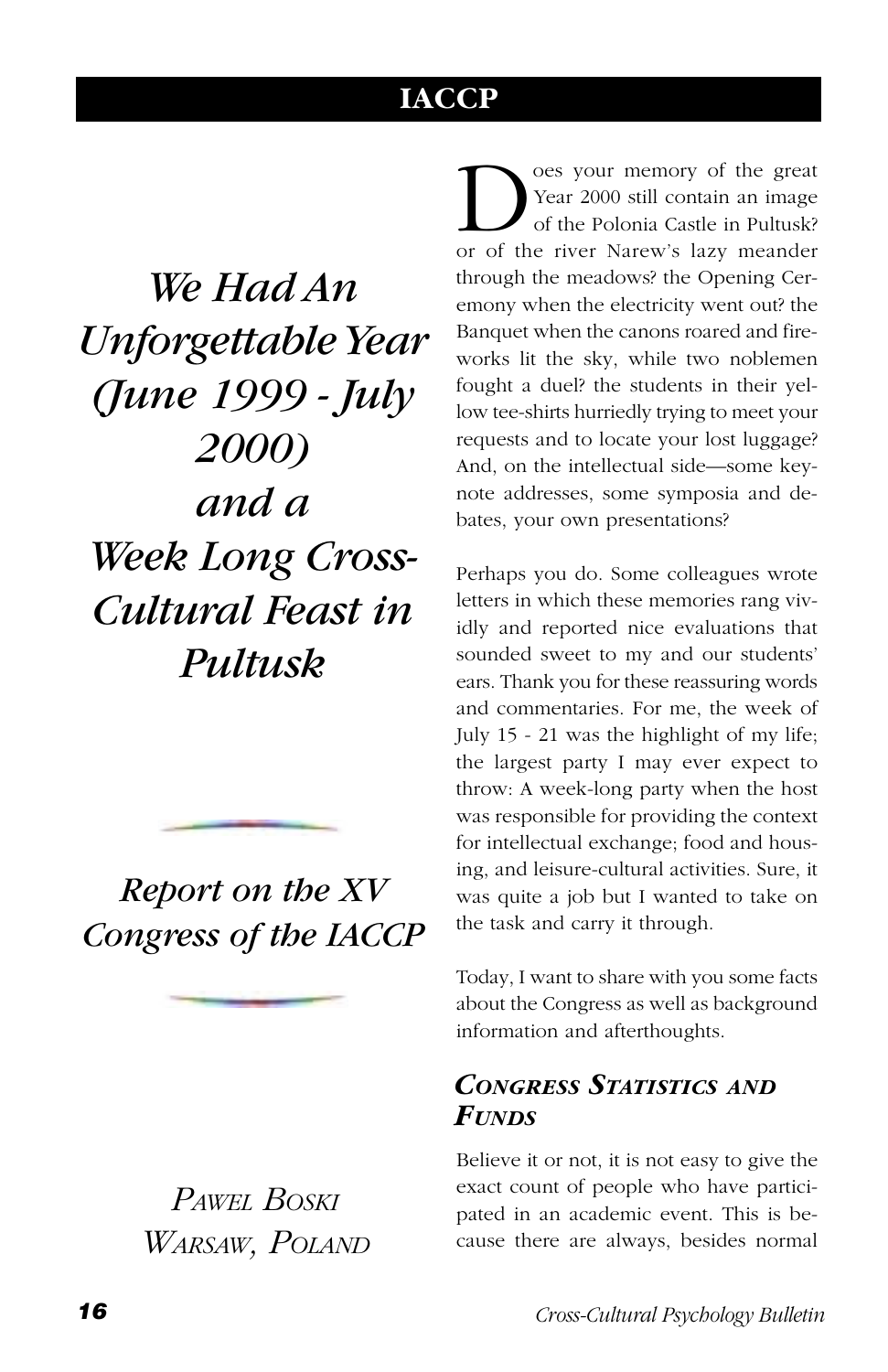# We Had An Unforgettable Year (June 1999 - July 2000) and a Week Long Cross-Cultural Feast in Pultusk

## Report on the XV Congress of the IACCP

*Pawel Boski*
*Warsaw, Poland*

Does your memory of the great Year 2000 still contain an image of the Polonia Castle in Pultusk? or of the river Narew's lazy meander through the meadows? the Opening Ceremony when the electricity went out? the Banquet when the canons roared and fireworks lit the sky, while two noblemen fought a duel? the students in their yellow tee-shirts hurriedly trying to meet your requests and to locate your lost luggage? And, on the intellectual side—some keynote addresses, some symposia and debates, your own presentations?

Perhaps you do. Some colleagues wrote letters in which these memories rang vividly and reported nice evaluations that sounded sweet to my and our students' ears. Thank you for these reassuring words and commentaries. For me, the week of July 15 - 21 was the highlight of my life; the largest party I may ever expect to throw: A week-long party when the host was responsible for providing the context for intellectual exchange; food and housing, and leisure-cultural activities. Sure, it was quite a job but I wanted to take on the task and carry it through.

Today, I want to share with you some facts about the Congress as well as background information and afterthoughts.

### Congress Statistics and Funds

Believe it or not, it is not easy to give the exact count of people who have participated in an academic event. This is because there are always, besides normal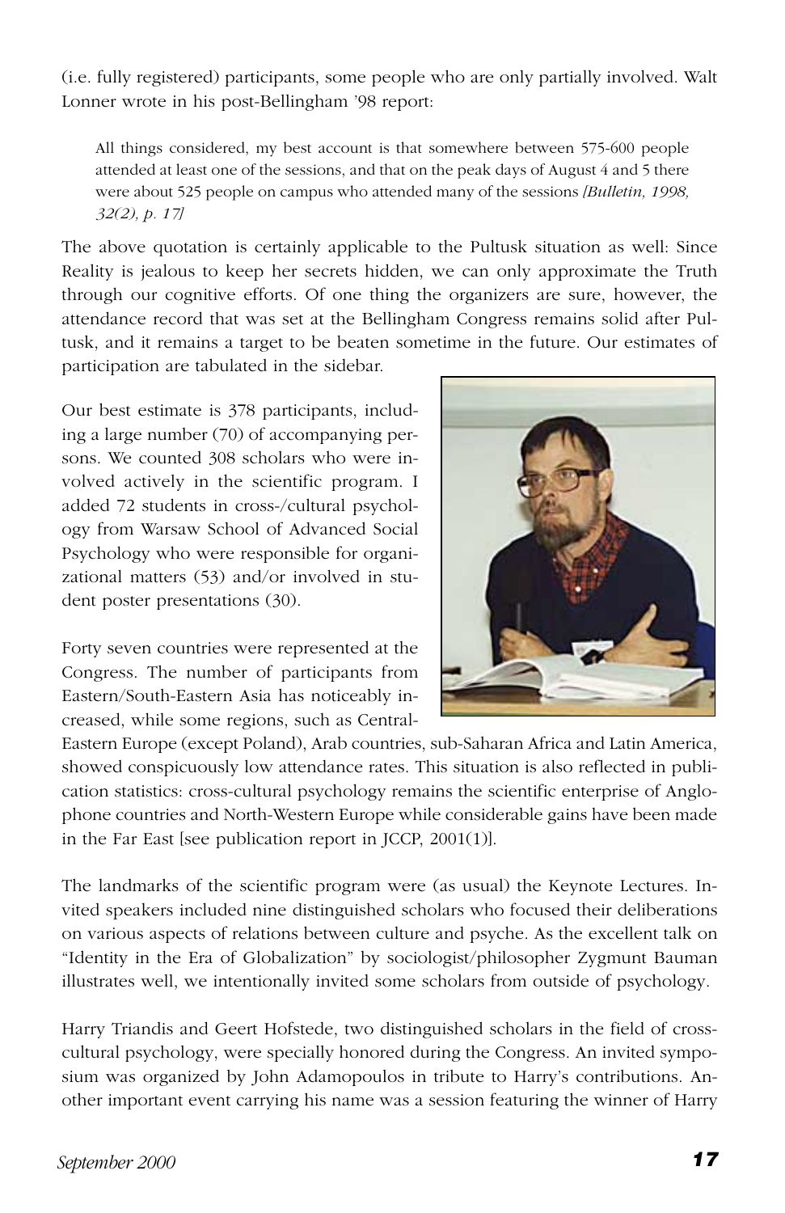(i.e. fully registered) participants, some people who are only partially involved. Walt Lonner wrote in his post-Bellingham '98 report:

> All things considered, my best account is that somewhere between 575-600 people attended at least one of the sessions, and that on the peak days of August 4 and 5 there were about 525 people on campus who attended many of the sessions *[Bulletin, 1998, 32(2), p. 17]*

The above quotation is certainly applicable to the Pultusk situation as well: Since Reality is jealous to keep her secrets hidden, we can only approximate the Truth through our cognitive efforts. Of one thing the organizers are sure, however, the attendance record that was set at the Bellingham Congress remains solid after Pultusk, and it remains a target to be beaten sometime in the future. Our estimates of participation are tabulated in the sidebar.

Our best estimate is 378 participants, including a large number (70) of accompanying persons. We counted 308 scholars who were involved actively in the scientific program. I added 72 students in cross-/cultural psychology from Warsaw School of Advanced Social Psychology who were responsible for organizational matters (53) and/or involved in student poster presentations (30).

Forty seven countries were represented at the Congress. The number of participants from Eastern/South-Eastern Asia has noticeably increased, while some regions, such as Central-Eastern Europe (except Poland), Arab countries, sub-Saharan Africa and Latin America, showed conspicuously low attendance rates. This situation is also reflected in publication statistics: cross-cultural psychology remains the scientific enterprise of Anglophone countries and North-Western Europe while considerable gains have been made in the Far East [see publication report in JCCP, 2001(1)].

The landmarks of the scientific program were (as usual) the Keynote Lectures. Invited speakers included nine distinguished scholars who focused their deliberations on various aspects of relations between culture and psyche. As the excellent talk on "Identity in the Era of Globalization" by sociologist/philosopher Zygmunt Bauman illustrates well, we intentionally invited some scholars from outside of psychology.

Harry Triandis and Geert Hofstede, two distinguished scholars in the field of cross-cultural psychology, were specially honored during the Congress. An invited symposium was organized by John Adamopoulos in tribute to Harry's contributions. Another important event carrying his name was a session featuring the winner of Harry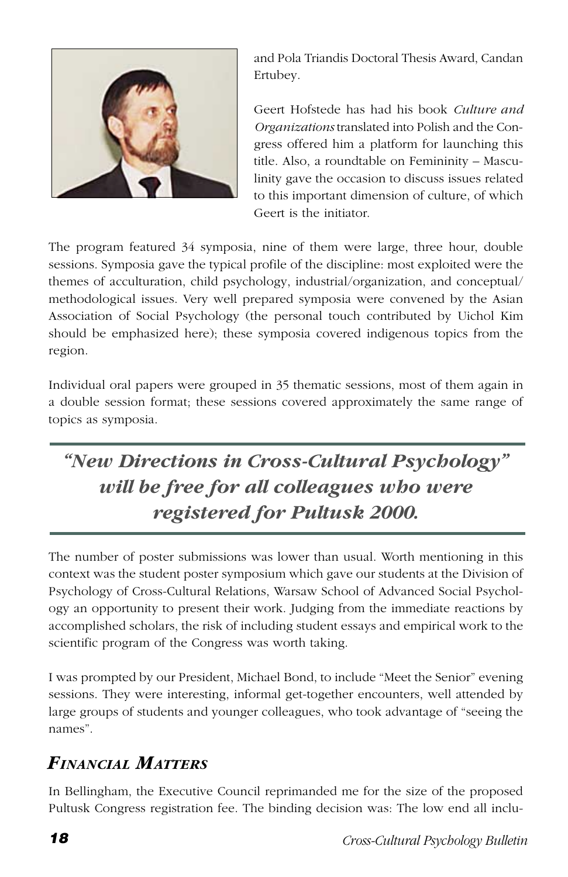and Pola Triandis Doctoral Thesis Award, Candan Ertubey.

Geert Hofstede has had his book *Culture and Organizations* translated into Polish and the Congress offered him a platform for launching this title. Also, a roundtable on Femininity – Masculinity gave the occasion to discuss issues related to this important dimension of culture, of which Geert is the initiator.

The program featured 34 symposia, nine of them were large, three hour, double sessions. Symposia gave the typical profile of the discipline: most exploited were the themes of acculturation, child psychology, industrial/organization, and conceptual/methodological issues. Very well prepared symposia were convened by the Asian Association of Social Psychology (the personal touch contributed by Uichol Kim should be emphasized here); these symposia covered indigenous topics from the region.

Individual oral papers were grouped in 35 thematic sessions, most of them again in a double session format; these sessions covered approximately the same range of topics as symposia.

---

***"New Directions in Cross-Cultural Psychology" will be free for all colleagues who were registered for Pultusk 2000.***

---

The number of poster submissions was lower than usual. Worth mentioning in this context was the student poster symposium which gave our students at the Division of Psychology of Cross-Cultural Relations, Warsaw School of Advanced Social Psychology an opportunity to present their work. Judging from the immediate reactions by accomplished scholars, the risk of including student essays and empirical work to the scientific program of the Congress was worth taking.

I was prompted by our President, Michael Bond, to include "Meet the Senior" evening sessions. They were interesting, informal get-together encounters, well attended by large groups of students and younger colleagues, who took advantage of "seeing the names".

## *Financial Matters*

In Bellingham, the Executive Council reprimanded me for the size of the proposed Pultusk Congress registration fee. The binding decision was: The low end all inclu-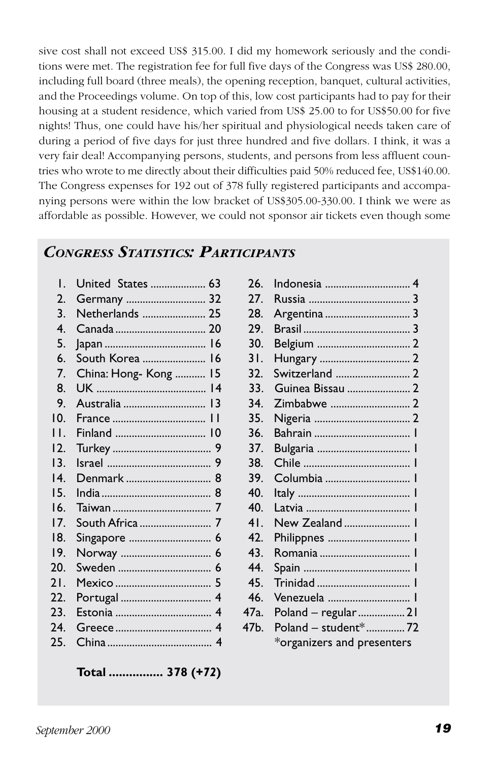sive cost shall not exceed US$ 315.00. I did my homework seriously and the conditions were met. The registration fee for full five days of the Congress was US$ 280.00, including full board (three meals), the opening reception, banquet, cultural activities, and the Proceedings volume. On top of this, low cost participants had to pay for their housing at a student residence, which varied from US$ 25.00 to for US$50.00 for five nights! Thus, one could have his/her spiritual and physiological needs taken care of during a period of five days for just three hundred and five dollars. I think, it was a very fair deal! Accompanying persons, students, and persons from less affluent countries who wrote to me directly about their difficulties paid 50% reduced fee, US$140.00. The Congress expenses for 192 out of 378 fully registered participants and accompanying persons were within the low bracket of US$305.00-330.00. I think we were as affordable as possible. However, we could not sponsor air tickets even though some

## *Congress Statistics: Participants*

| No. | Country | Participants | No. | Country | Participants |
|---|---|---|---|---|---|
| 1. | United States | 63 | 26. | Indonesia | 4 |
| 2. | Germany | 32 | 27. | Russia | 3 |
| 3. | Netherlands | 25 | 28. | Argentina | 3 |
| 4. | Canada | 20 | 29. | Brasil | 3 |
| 5. | Japan | 16 | 30. | Belgium | 2 |
| 6. | South Korea | 16 | 31. | Hungary | 2 |
| 7. | China: Hong- Kong | 15 | 32. | Switzerland | 2 |
| 8. | UK | 14 | 33. | Guinea Bissau | 2 |
| 9. | Australia | 13 | 34. | Zimbabwe | 2 |
| 10. | France | 11 | 35. | Nigeria | 2 |
| 11. | Finland | 10 | 36. | Bahrain | 1 |
| 12. | Turkey | 9 | 37. | Bulgaria | 1 |
| 13. | Israel | 9 | 38. | Chile | 1 |
| 14. | Denmark | 8 | 39. | Columbia | 1 |
| 15. | India | 8 | 40. | Italy | 1 |
| 16. | Taiwan | 7 | 40. | Latvia | 1 |
| 17. | South Africa | 7 | 41. | New Zealand | 1 |
| 18. | Singapore | 6 | 42. | Philippnes | 1 |
| 19. | Norway | 6 | 43. | Romania | 1 |
| 20. | Sweden | 6 | 44. | Spain | 1 |
| 21. | Mexico | 5 | 45. | Trinidad | 1 |
| 22. | Portugal | 4 | 46. | Venezuela | 1 |
| 23. | Estonia | 4 | 47a. | Poland – regular | 21 |
| 24. | Greece | 4 | 47b. | Poland – student* | 72 |
| 25. | China | 4 | | *organizers and presenters | |

**Total ................ 378 (+72)**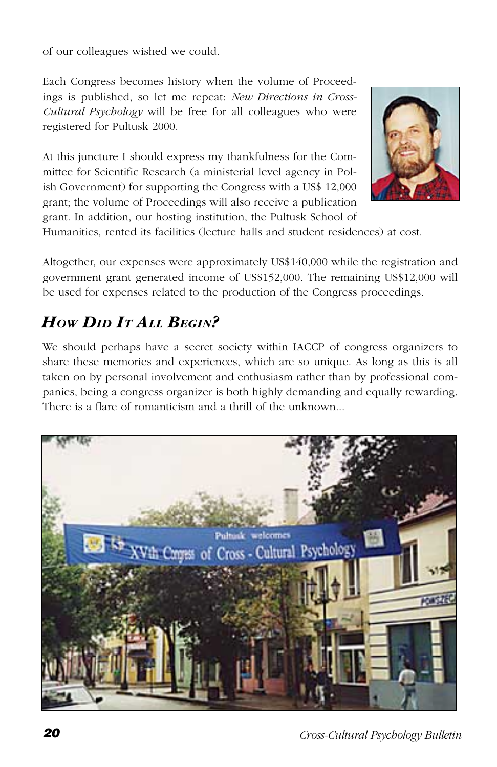of our colleagues wished we could.

Each Congress becomes history when the volume of Proceedings is published, so let me repeat: *New Directions in Cross-Cultural Psychology* will be free for all colleagues who were registered for Pultusk 2000.

At this juncture I should express my thankfulness for the Committee for Scientific Research (a ministerial level agency in Polish Government) for supporting the Congress with a US$ 12,000 grant; the volume of Proceedings will also receive a publication grant. In addition, our hosting institution, the Pultusk School of Humanities, rented its facilities (lecture halls and student residences) at cost.

Altogether, our expenses were approximately US$140,000 while the registration and government grant generated income of US$152,000. The remaining US$12,000 will be used for expenses related to the production of the Congress proceedings.

## *How Did It All Begin?*

We should perhaps have a secret society within IACCP of congress organizers to share these memories and experiences, which are so unique. As long as this is all taken on by personal involvement and enthusiasm rather than by professional companies, being a congress organizer is both highly demanding and equally rewarding. There is a flare of romanticism and a thrill of the unknown...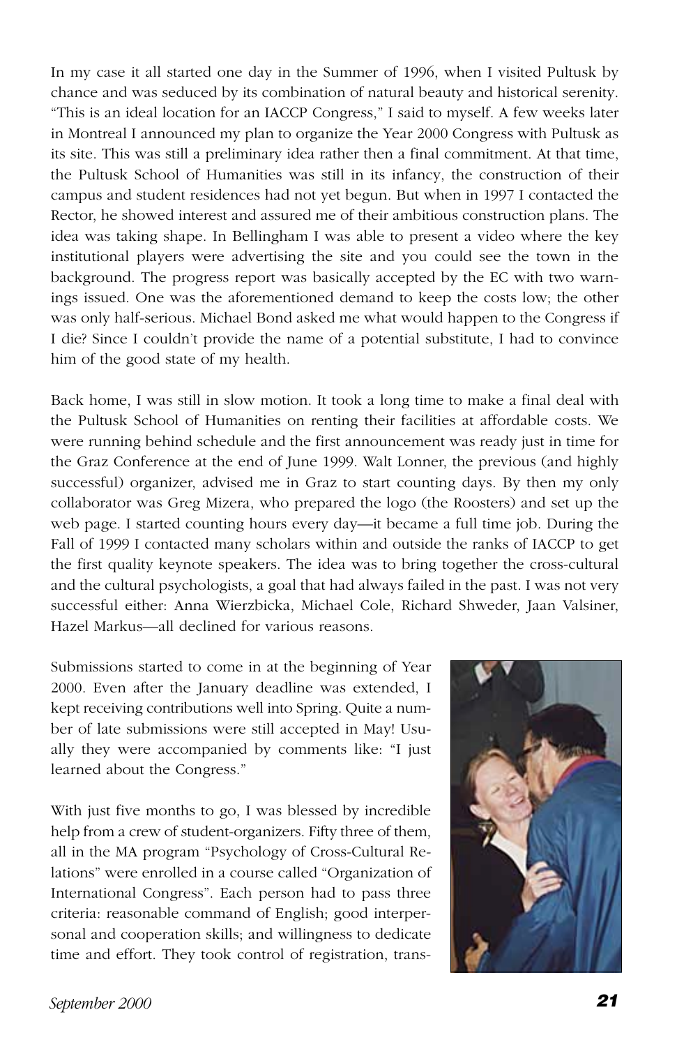In my case it all started one day in the Summer of 1996, when I visited Pultusk by chance and was seduced by its combination of natural beauty and historical serenity. "This is an ideal location for an IACCP Congress," I said to myself. A few weeks later in Montreal I announced my plan to organize the Year 2000 Congress with Pultusk as its site. This was still a preliminary idea rather then a final commitment. At that time, the Pultusk School of Humanities was still in its infancy, the construction of their campus and student residences had not yet begun. But when in 1997 I contacted the Rector, he showed interest and assured me of their ambitious construction plans. The idea was taking shape. In Bellingham I was able to present a video where the key institutional players were advertising the site and you could see the town in the background. The progress report was basically accepted by the EC with two warnings issued. One was the aforementioned demand to keep the costs low; the other was only half-serious. Michael Bond asked me what would happen to the Congress if I die? Since I couldn't provide the name of a potential substitute, I had to convince him of the good state of my health.

Back home, I was still in slow motion. It took a long time to make a final deal with the Pultusk School of Humanities on renting their facilities at affordable costs. We were running behind schedule and the first announcement was ready just in time for the Graz Conference at the end of June 1999. Walt Lonner, the previous (and highly successful) organizer, advised me in Graz to start counting days. By then my only collaborator was Greg Mizera, who prepared the logo (the Roosters) and set up the web page. I started counting hours every day—it became a full time job. During the Fall of 1999 I contacted many scholars within and outside the ranks of IACCP to get the first quality keynote speakers. The idea was to bring together the cross-cultural and the cultural psychologists, a goal that had always failed in the past. I was not very successful either: Anna Wierzbicka, Michael Cole, Richard Shweder, Jaan Valsiner, Hazel Markus—all declined for various reasons.

Submissions started to come in at the beginning of Year 2000. Even after the January deadline was extended, I kept receiving contributions well into Spring. Quite a number of late submissions were still accepted in May! Usually they were accompanied by comments like: "I just learned about the Congress."

With just five months to go, I was blessed by incredible help from a crew of student-organizers. Fifty three of them, all in the MA program "Psychology of Cross-Cultural Relations" were enrolled in a course called "Organization of International Congress". Each person had to pass three criteria: reasonable command of English; good interpersonal and cooperation skills; and willingness to dedicate time and effort. They took control of registration, trans-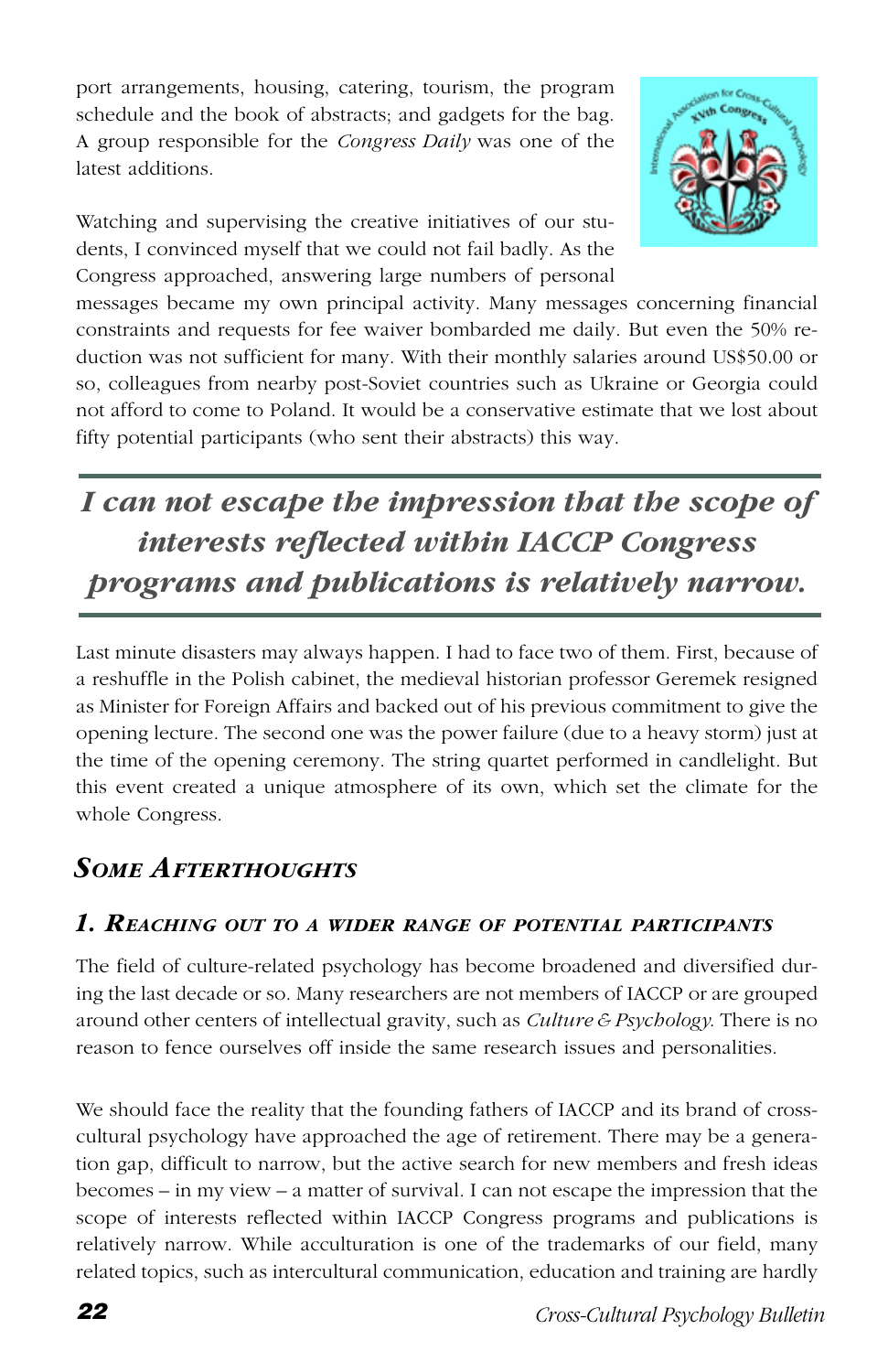port arrangements, housing, catering, tourism, the program schedule and the book of abstracts; and gadgets for the bag. A group responsible for the *Congress Daily* was one of the latest additions.

Watching and supervising the creative initiatives of our students, I convinced myself that we could not fail badly. As the Congress approached, answering large numbers of personal messages became my own principal activity. Many messages concerning financial constraints and requests for fee waiver bombarded me daily. But even the 50% reduction was not sufficient for many. With their monthly salaries around US$50.00 or so, colleagues from nearby post-Soviet countries such as Ukraine or Georgia could not afford to come to Poland. It would be a conservative estimate that we lost about fifty potential participants (who sent their abstracts) this way.

> ***I can not escape the impression that the scope of interests reflected within IACCP Congress programs and publications is relatively narrow.***

Last minute disasters may always happen. I had to face two of them. First, because of a reshuffle in the Polish cabinet, the medieval historian professor Geremek resigned as Minister for Foreign Affairs and backed out of his previous commitment to give the opening lecture. The second one was the power failure (due to a heavy storm) just at the time of the opening ceremony. The string quartet performed in candlelight. But this event created a unique atmosphere of its own, which set the climate for the whole Congress.

## *Some Afterthoughts*

### *1. Reaching out to a wider range of potential participants*

The field of culture-related psychology has become broadened and diversified during the last decade or so. Many researchers are not members of IACCP or are grouped around other centers of intellectual gravity, such as *Culture & Psychology*. There is no reason to fence ourselves off inside the same research issues and personalities.

We should face the reality that the founding fathers of IACCP and its brand of cross-cultural psychology have approached the age of retirement. There may be a generation gap, difficult to narrow, but the active search for new members and fresh ideas becomes – in my view – a matter of survival. I can not escape the impression that the scope of interests reflected within IACCP Congress programs and publications is relatively narrow. While acculturation is one of the trademarks of our field, many related topics, such as intercultural communication, education and training are hardly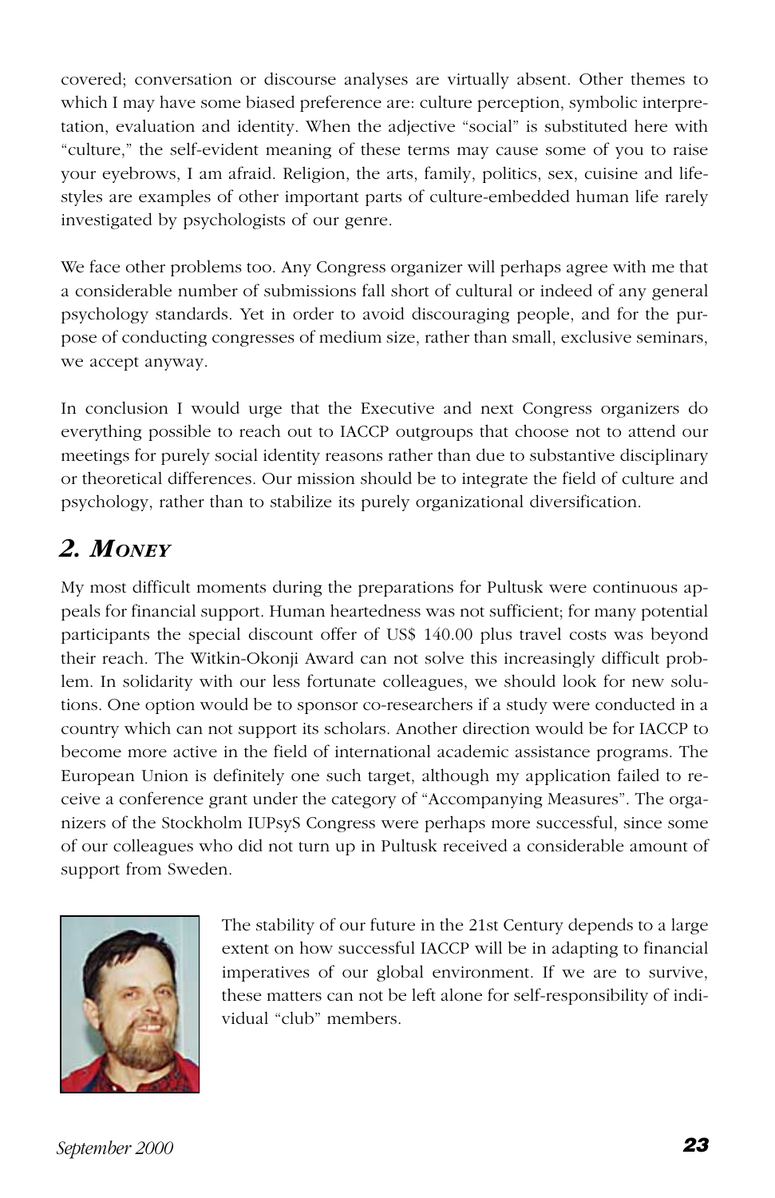covered; conversation or discourse analyses are virtually absent. Other themes to which I may have some biased preference are: culture perception, symbolic interpretation, evaluation and identity. When the adjective "social" is substituted here with "culture," the self-evident meaning of these terms may cause some of you to raise your eyebrows, I am afraid. Religion, the arts, family, politics, sex, cuisine and lifestyles are examples of other important parts of culture-embedded human life rarely investigated by psychologists of our genre.

We face other problems too. Any Congress organizer will perhaps agree with me that a considerable number of submissions fall short of cultural or indeed of any general psychology standards. Yet in order to avoid discouraging people, and for the purpose of conducting congresses of medium size, rather than small, exclusive seminars, we accept anyway.

In conclusion I would urge that the Executive and next Congress organizers do everything possible to reach out to IACCP outgroups that choose not to attend our meetings for purely social identity reasons rather than due to substantive disciplinary or theoretical differences. Our mission should be to integrate the field of culture and psychology, rather than to stabilize its purely organizational diversification.

## *2. Money*

My most difficult moments during the preparations for Pultusk were continuous appeals for financial support. Human heartedness was not sufficient; for many potential participants the special discount offer of US$ 140.00 plus travel costs was beyond their reach. The Witkin-Okonji Award can not solve this increasingly difficult problem. In solidarity with our less fortunate colleagues, we should look for new solutions. One option would be to sponsor co-researchers if a study were conducted in a country which can not support its scholars. Another direction would be for IACCP to become more active in the field of international academic assistance programs. The European Union is definitely one such target, although my application failed to receive a conference grant under the category of "Accompanying Measures". The organizers of the Stockholm IUPsyS Congress were perhaps more successful, since some of our colleagues who did not turn up in Pultusk received a considerable amount of support from Sweden.

The stability of our future in the 21st Century depends to a large extent on how successful IACCP will be in adapting to financial imperatives of our global environment. If we are to survive, these matters can not be left alone for self-responsibility of individual "club" members.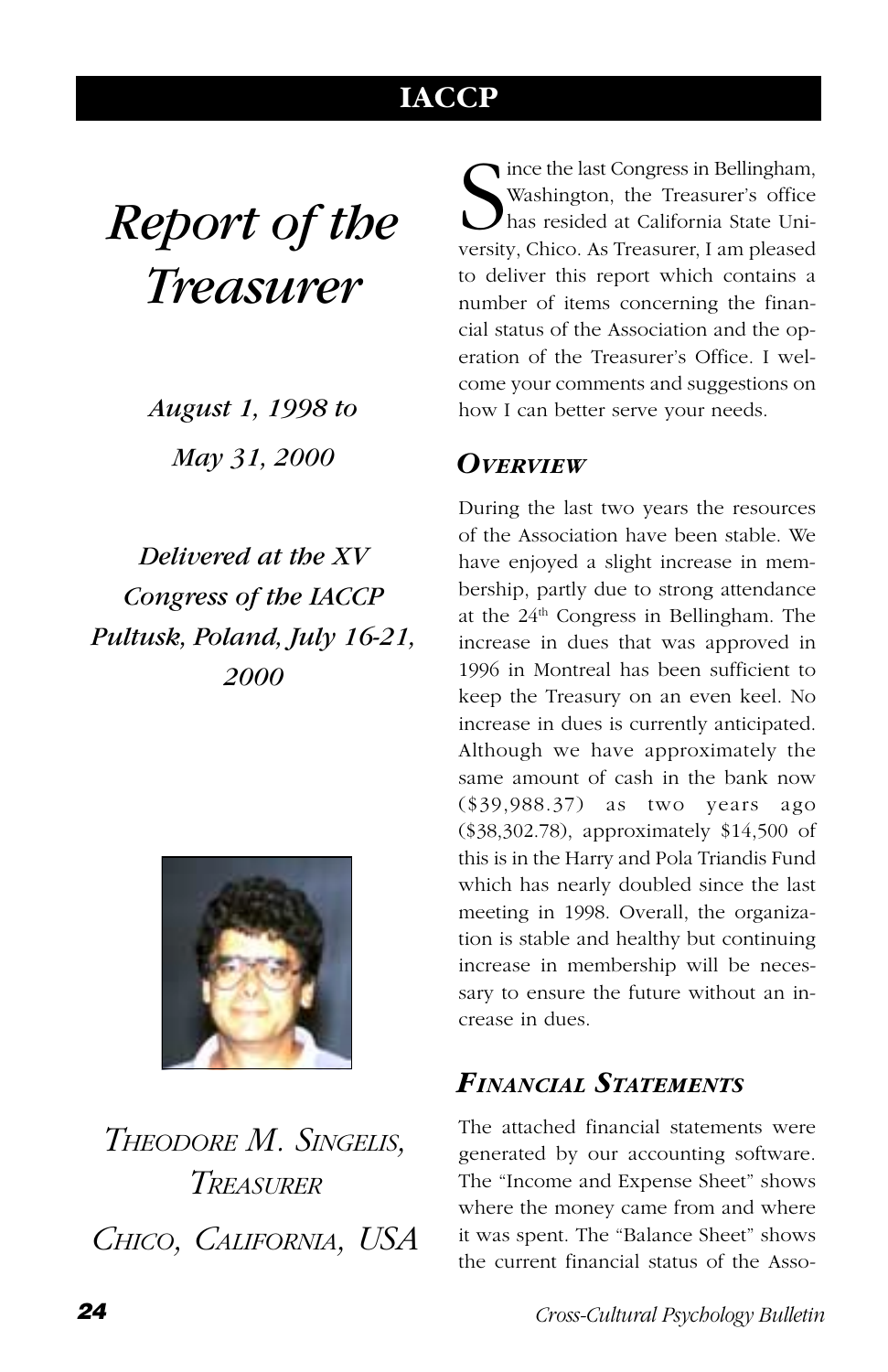# Report of the Treasurer

*August 1, 1998 to May 31, 2000*

*Delivered at the XV Congress of the IACCP Pultusk, Poland, July 16-21, 2000*

*THEODORE M. SINGELIS, TREASURER*

*CHICO, CALIFORNIA, USA*

Since the last Congress in Bellingham, Washington, the Treasurer's office has resided at California State University, Chico. As Treasurer, I am pleased to deliver this report which contains a number of items concerning the financial status of the Association and the operation of the Treasurer's Office. I welcome your comments and suggestions on how I can better serve your needs.

## *Overview*

During the last two years the resources of the Association have been stable. We have enjoyed a slight increase in membership, partly due to strong attendance at the 24th Congress in Bellingham. The increase in dues that was approved in 1996 in Montreal has been sufficient to keep the Treasury on an even keel. No increase in dues is currently anticipated. Although we have approximately the same amount of cash in the bank now ($39,988.37) as two years ago ($38,302.78), approximately $14,500 of this is in the Harry and Pola Triandis Fund which has nearly doubled since the last meeting in 1998. Overall, the organization is stable and healthy but continuing increase in membership will be necessary to ensure the future without an increase in dues.

## *Financial Statements*

The attached financial statements were generated by our accounting software. The "Income and Expense Sheet" shows where the money came from and where it was spent. The "Balance Sheet" shows the current financial status of the Asso-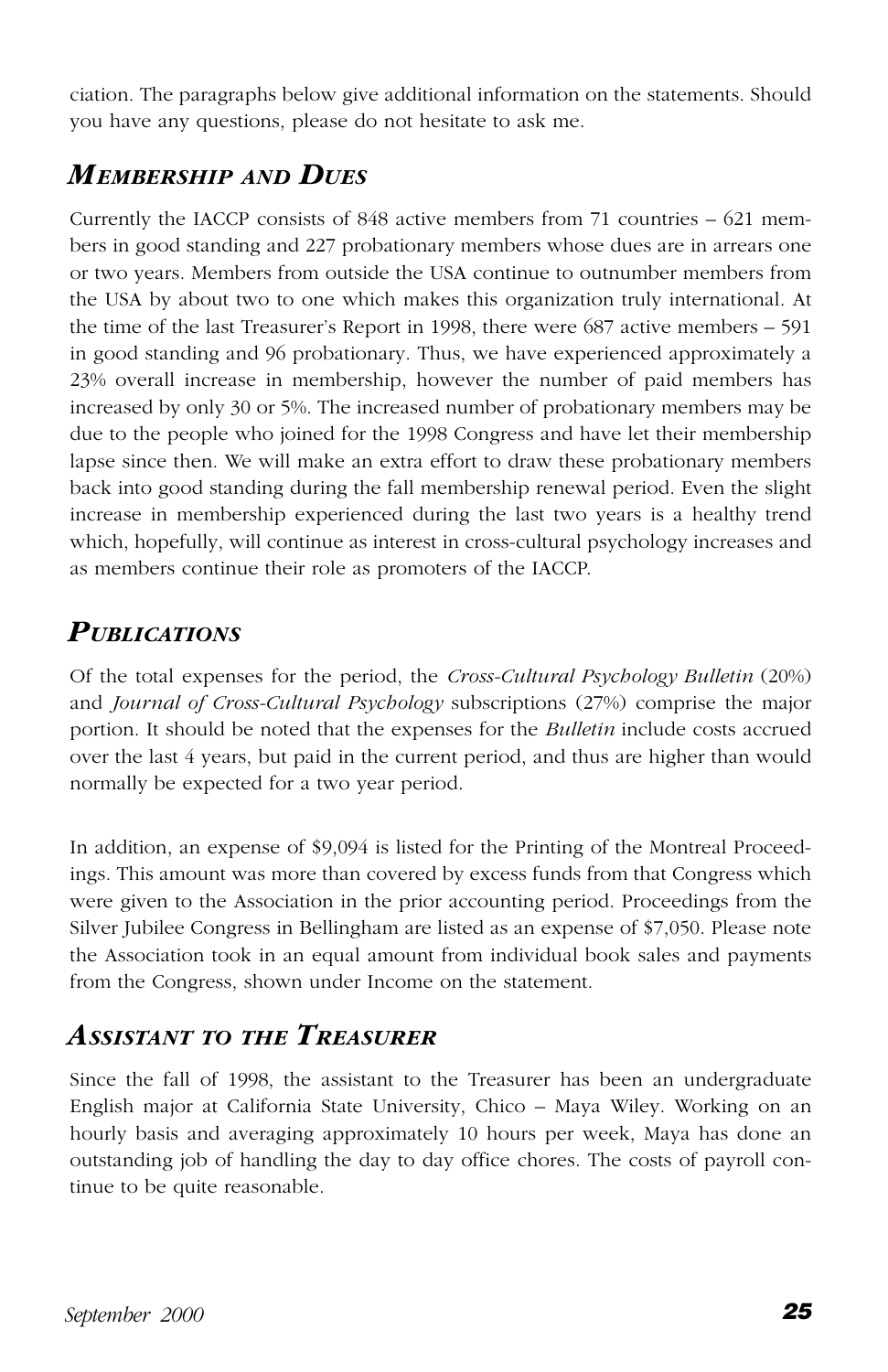ciation. The paragraphs below give additional information on the statements. Should you have any questions, please do not hesitate to ask me.

## *Membership and Dues*

Currently the IACCP consists of 848 active members from 71 countries – 621 members in good standing and 227 probationary members whose dues are in arrears one or two years. Members from outside the USA continue to outnumber members from the USA by about two to one which makes this organization truly international. At the time of the last Treasurer's Report in 1998, there were 687 active members – 591 in good standing and 96 probationary. Thus, we have experienced approximately a 23% overall increase in membership, however the number of paid members has increased by only 30 or 5%. The increased number of probationary members may be due to the people who joined for the 1998 Congress and have let their membership lapse since then. We will make an extra effort to draw these probationary members back into good standing during the fall membership renewal period. Even the slight increase in membership experienced during the last two years is a healthy trend which, hopefully, will continue as interest in cross-cultural psychology increases and as members continue their role as promoters of the IACCP.

## *Publications*

Of the total expenses for the period, the *Cross-Cultural Psychology Bulletin* (20%) and *Journal of Cross-Cultural Psychology* subscriptions (27%) comprise the major portion. It should be noted that the expenses for the *Bulletin* include costs accrued over the last 4 years, but paid in the current period, and thus are higher than would normally be expected for a two year period.

In addition, an expense of $9,094 is listed for the Printing of the Montreal Proceedings. This amount was more than covered by excess funds from that Congress which were given to the Association in the prior accounting period. Proceedings from the Silver Jubilee Congress in Bellingham are listed as an expense of $7,050. Please note the Association took in an equal amount from individual book sales and payments from the Congress, shown under Income on the statement.

## *Assistant to the Treasurer*

Since the fall of 1998, the assistant to the Treasurer has been an undergraduate English major at California State University, Chico – Maya Wiley. Working on an hourly basis and averaging approximately 10 hours per week, Maya has done an outstanding job of handling the day to day office chores. The costs of payroll continue to be quite reasonable.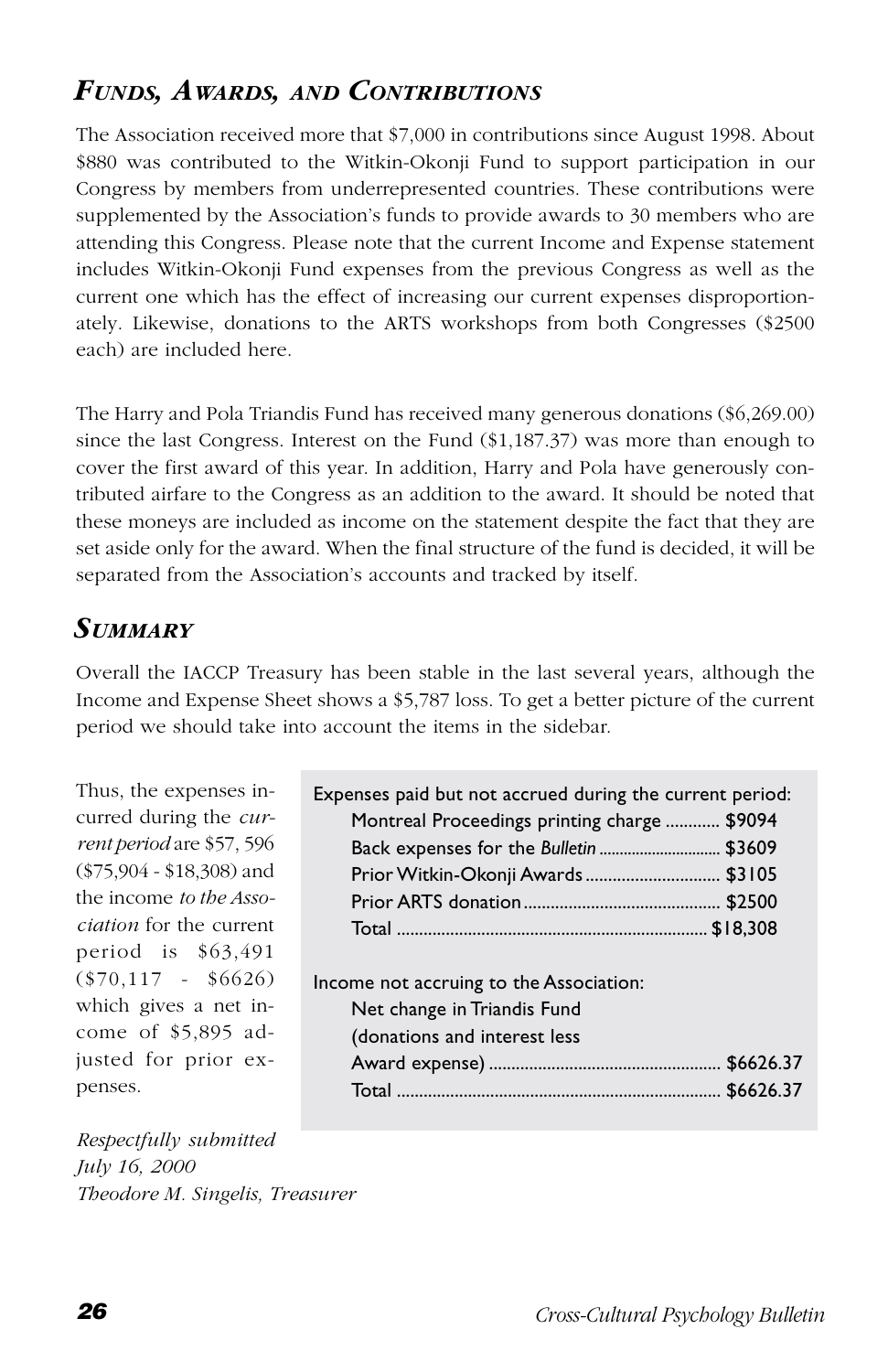## *Funds, Awards, and Contributions*

The Association received more that $7,000 in contributions since August 1998. About $880 was contributed to the Witkin-Okonji Fund to support participation in our Congress by members from underrepresented countries. These contributions were supplemented by the Association's funds to provide awards to 30 members who are attending this Congress. Please note that the current Income and Expense statement includes Witkin-Okonji Fund expenses from the previous Congress as well as the current one which has the effect of increasing our current expenses disproportionately. Likewise, donations to the ARTS workshops from both Congresses ($2500 each) are included here.

The Harry and Pola Triandis Fund has received many generous donations ($6,269.00) since the last Congress. Interest on the Fund ($1,187.37) was more than enough to cover the first award of this year. In addition, Harry and Pola have generously contributed airfare to the Congress as an addition to the award. It should be noted that these moneys are included as income on the statement despite the fact that they are set aside only for the award. When the final structure of the fund is decided, it will be separated from the Association's accounts and tracked by itself.

## *Summary*

Overall the IACCP Treasury has been stable in the last several years, although the Income and Expense Sheet shows a $5,787 loss. To get a better picture of the current period we should take into account the items in the sidebar.

| Expenses paid but not accrued during the current period: | |
|---|---|
| Montreal Proceedings printing charge | $9094 |
| Back expenses for the *Bulletin* | $3609 |
| Prior Witkin-Okonji Awards | $3105 |
| Prior ARTS donation | $2500 |
| Total | $18,308 |
| | |
| Income not accruing to the Association: | |
| Net change in Triandis Fund (donations and interest less Award expense) | $6626.37 |
| Total | $6626.37 |

Thus, the expenses incurred during the *current period* are $57, 596 ($75,904 - $18,308) and the income *to the Association* for the current period is $63,491 ($70,117 - $6626) which gives a net income of $5,895 adjusted for prior expenses.

*Respectfully submitted*
*July 16, 2000*
*Theodore M. Singelis, Treasurer*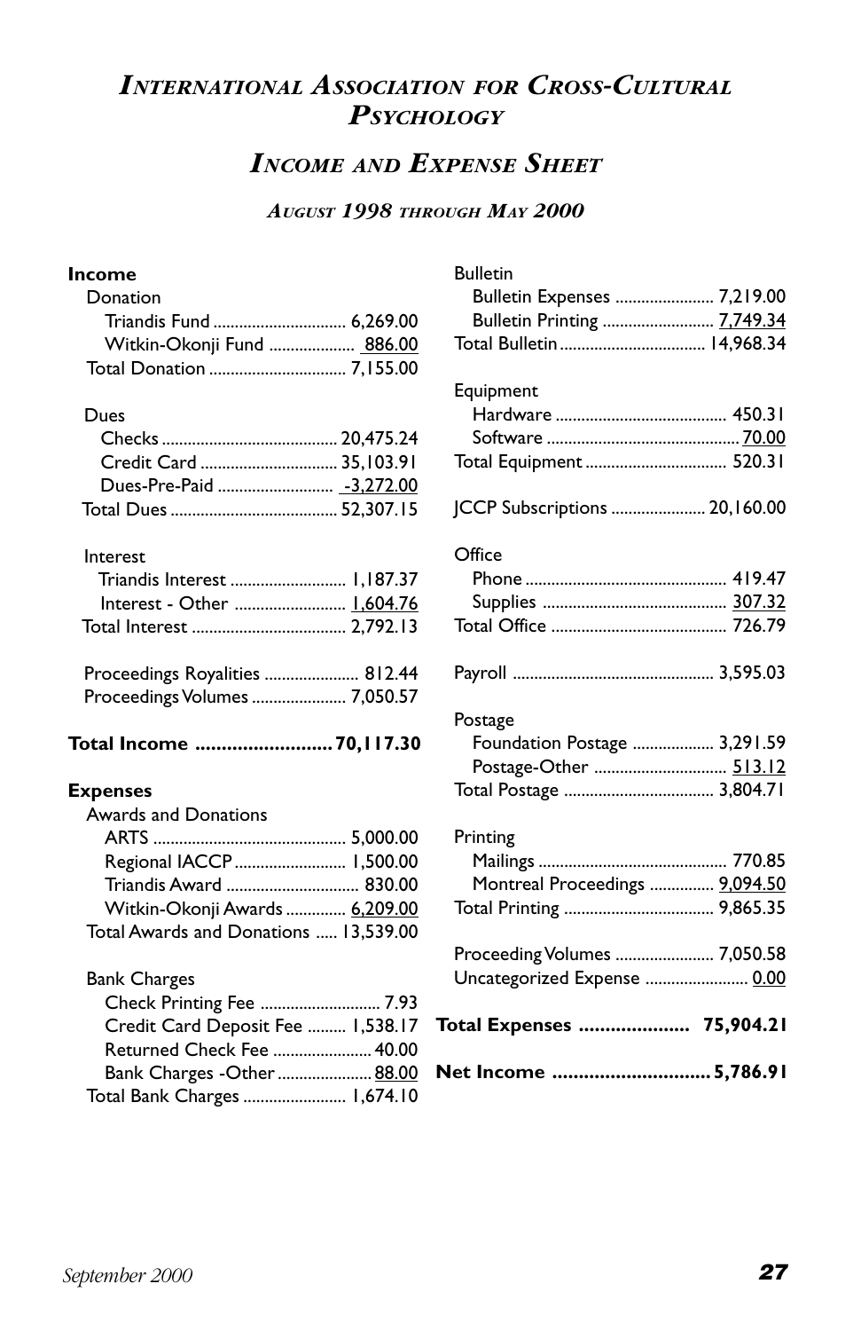# *International Association for Cross-Cultural Psychology*

## *Income and Expense Sheet*

### *August 1998 through May 2000*

**Income**

| | |
|---|---|
| Donation | |
| Triandis Fund | 6,269.00 |
| Witkin-Okonji Fund | 886.00 |
| Total Donation | 7,155.00 |
| | |
| Dues | |
| Checks | 20,475.24 |
| Credit Card | 35,103.91 |
| Dues-Pre-Paid | -3,272.00 |
| Total Dues | 52,307.15 |
| | |
| Interest | |
| Triandis Interest | 1,187.37 |
| Interest - Other | 1,604.76 |
| Total Interest | 2,792.13 |
| | |
| Proceedings Royalities | 812.44 |
| Proceedings Volumes | 7,050.57 |
| | |
| **Total Income** | **70,117.30** |

**Expenses**

| | |
|---|---|
| Awards and Donations | |
| ARTS | 5,000.00 |
| Regional IACCP | 1,500.00 |
| Triandis Award | 830.00 |
| Witkin-Okonji Awards | 6,209.00 |
| Total Awards and Donations | 13,539.00 |
| | |
| Bank Charges | |
| Check Printing Fee | 7.93 |
| Credit Card Deposit Fee | 1,538.17 |
| Returned Check Fee | 40.00 |
| Bank Charges -Other | 88.00 |
| Total Bank Charges | 1,674.10 |
| | |
| Bulletin | |
| Bulletin Expenses | 7,219.00 |
| Bulletin Printing | 7,749.34 |
| Total Bulletin | 14,968.34 |
| | |
| Equipment | |
| Hardware | 450.31 |
| Software | 70.00 |
| Total Equipment | 520.31 |
| | |
| JCCP Subscriptions | 20,160.00 |
| | |
| Office | |
| Phone | 419.47 |
| Supplies | 307.32 |
| Total Office | 726.79 |
| | |
| Payroll | 3,595.03 |
| | |
| Postage | |
| Foundation Postage | 3,291.59 |
| Postage-Other | 513.12 |
| Total Postage | 3,804.71 |
| | |
| Printing | |
| Mailings | 770.85 |
| Montreal Proceedings | 9,094.50 |
| Total Printing | 9,865.35 |
| | |
| Proceeding Volumes | 7,050.58 |
| Uncategorized Expense | 0.00 |
| | |
| **Total Expenses** | **75,904.21** |
| | |
| **Net Income** | **5,786.91** |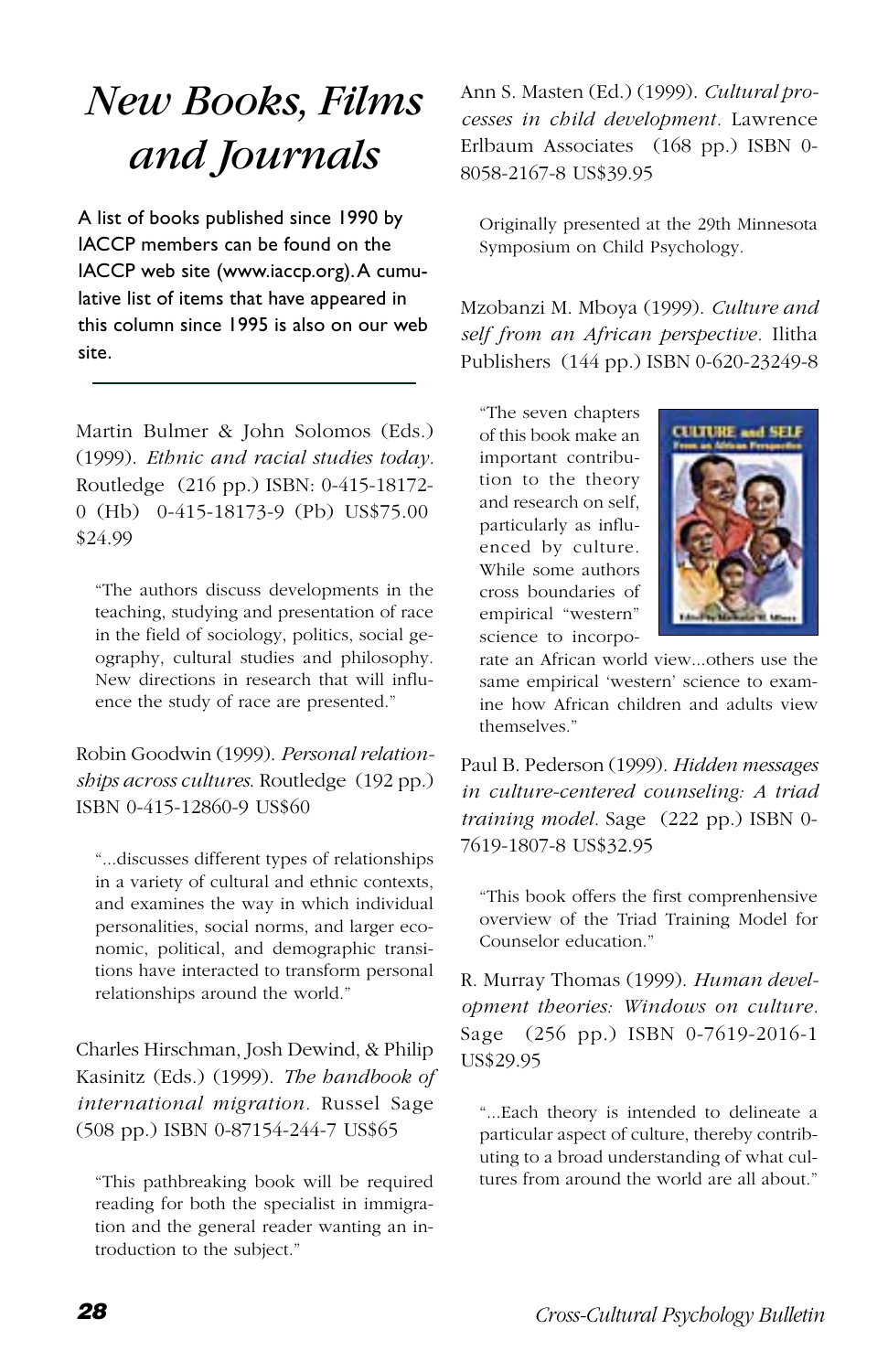# New Books, Films and Journals

A list of books published since 1990 by IACCP members can be found on the IACCP web site (www.iaccp.org). A cumulative list of items that have appeared in this column since 1995 is also on our web site.

---

Martin Bulmer & John Solomos (Eds.) (1999). *Ethnic and racial studies today.* Routledge (216 pp.) ISBN: 0-415-18172-0 (Hb) 0-415-18173-9 (Pb) US$75.00 $24.99

> "The authors discuss developments in the teaching, studying and presentation of race in the field of sociology, politics, social geography, cultural studies and philosophy. New directions in research that will influence the study of race are presented."

Robin Goodwin (1999). *Personal relationships across cultures.* Routledge (192 pp.) ISBN 0-415-12860-9 US$60

> "...discusses different types of relationships in a variety of cultural and ethnic contexts, and examines the way in which individual personalities, social norms, and larger economic, political, and demographic transitions have interacted to transform personal relationships around the world."

Charles Hirschman, Josh Dewind, & Philip Kasinitz (Eds.) (1999). *The handbook of international migration.* Russel Sage (508 pp.) ISBN 0-87154-244-7 US$65

> "This pathbreaking book will be required reading for both the specialist in immigration and the general reader wanting an introduction to the subject."

Ann S. Masten (Ed.) (1999). *Cultural processes in child development.* Lawrence Erlbaum Associates (168 pp.) ISBN 0-8058-2167-8 US$39.95

> Originally presented at the 29th Minnesota Symposium on Child Psychology.

Mzobanzi M. Mboya (1999). *Culture and self from an African perspective.* Ilitha Publishers (144 pp.) ISBN 0-620-23249-8

> "The seven chapters of this book make an important contribution to the theory and research on self, particularly as influenced by culture. While some authors cross boundaries of empirical "western" science to incorporate an African world view...others use the same empirical 'western' science to examine how African children and adults view themselves."

Paul B. Pederson (1999). *Hidden messages in culture-centered counseling: A triad training model.* Sage (222 pp.) ISBN 0-7619-1807-8 US$32.95

> "This book offers the first comprenhensive overview of the Triad Training Model for Counselor education."

R. Murray Thomas (1999). *Human development theories: Windows on culture.* Sage (256 pp.) ISBN 0-7619-2016-1 US$29.95

> "...Each theory is intended to delineate a particular aspect of culture, thereby contributing to a broad understanding of what cultures from around the world are all about."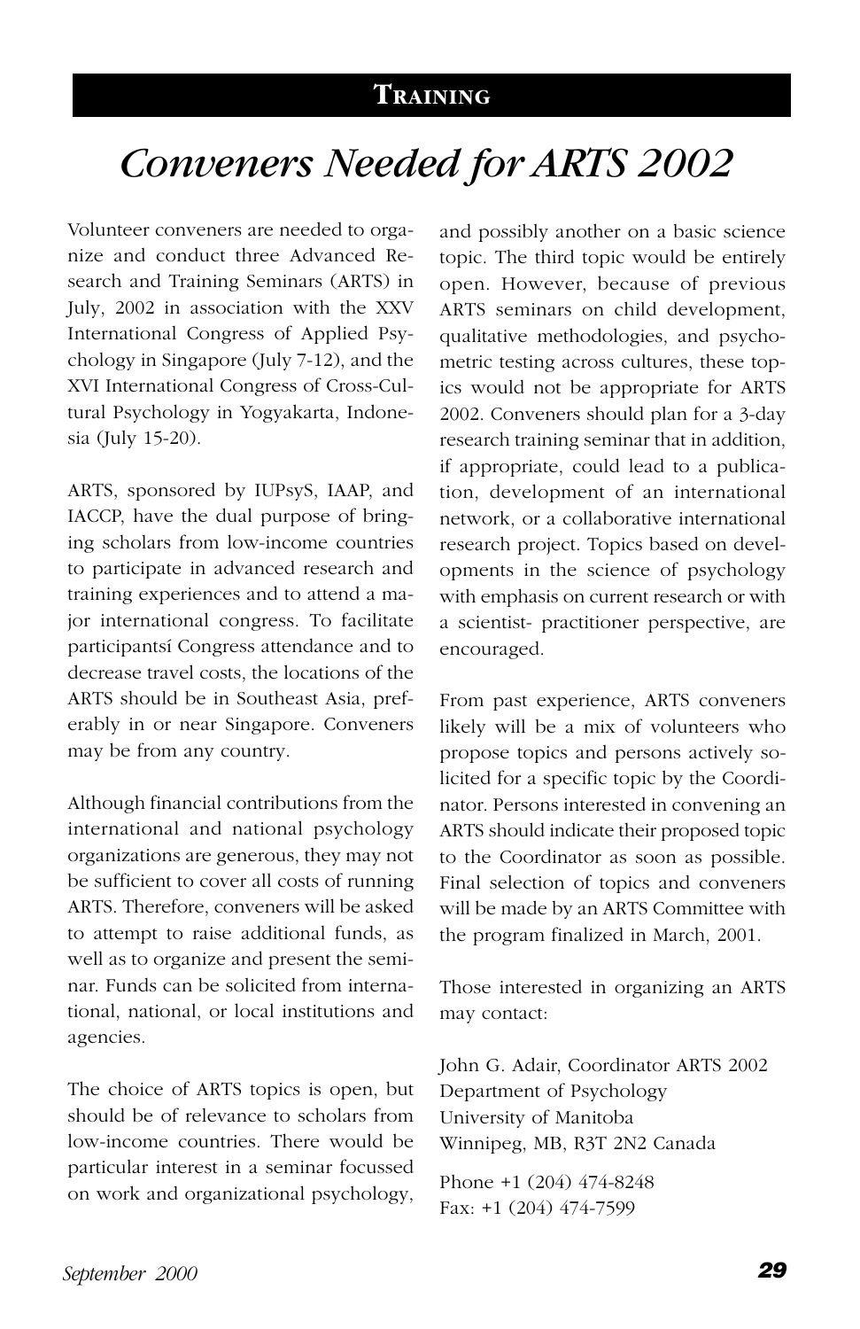## TRAINING

# *Conveners Needed for ARTS 2002*

Volunteer conveners are needed to organize and conduct three Advanced Research and Training Seminars (ARTS) in July, 2002 in association with the XXV International Congress of Applied Psychology in Singapore (July 7-12), and the XVI International Congress of Cross-Cultural Psychology in Yogyakarta, Indonesia (July 15-20).

ARTS, sponsored by IUPsyS, IAAP, and IACCP, have the dual purpose of bringing scholars from low-income countries to participate in advanced research and training experiences and to attend a major international congress. To facilitate participantsí Congress attendance and to decrease travel costs, the locations of the ARTS should be in Southeast Asia, preferably in or near Singapore. Conveners may be from any country.

Although financial contributions from the international and national psychology organizations are generous, they may not be sufficient to cover all costs of running ARTS. Therefore, conveners will be asked to attempt to raise additional funds, as well as to organize and present the seminar. Funds can be solicited from international, national, or local institutions and agencies.

The choice of ARTS topics is open, but should be of relevance to scholars from low-income countries. There would be particular interest in a seminar focussed on work and organizational psychology, and possibly another on a basic science topic. The third topic would be entirely open. However, because of previous ARTS seminars on child development, qualitative methodologies, and psychometric testing across cultures, these topics would not be appropriate for ARTS 2002. Conveners should plan for a 3-day research training seminar that in addition, if appropriate, could lead to a publication, development of an international network, or a collaborative international research project. Topics based on developments in the science of psychology with emphasis on current research or with a scientist- practitioner perspective, are encouraged.

From past experience, ARTS conveners likely will be a mix of volunteers who propose topics and persons actively solicited for a specific topic by the Coordinator. Persons interested in convening an ARTS should indicate their proposed topic to the Coordinator as soon as possible. Final selection of topics and conveners will be made by an ARTS Committee with the program finalized in March, 2001.

Those interested in organizing an ARTS may contact:

John G. Adair, Coordinator ARTS 2002
Department of Psychology
University of Manitoba
Winnipeg, MB, R3T 2N2 Canada

Phone +1 (204) 474-8248
Fax: +1 (204) 474-7599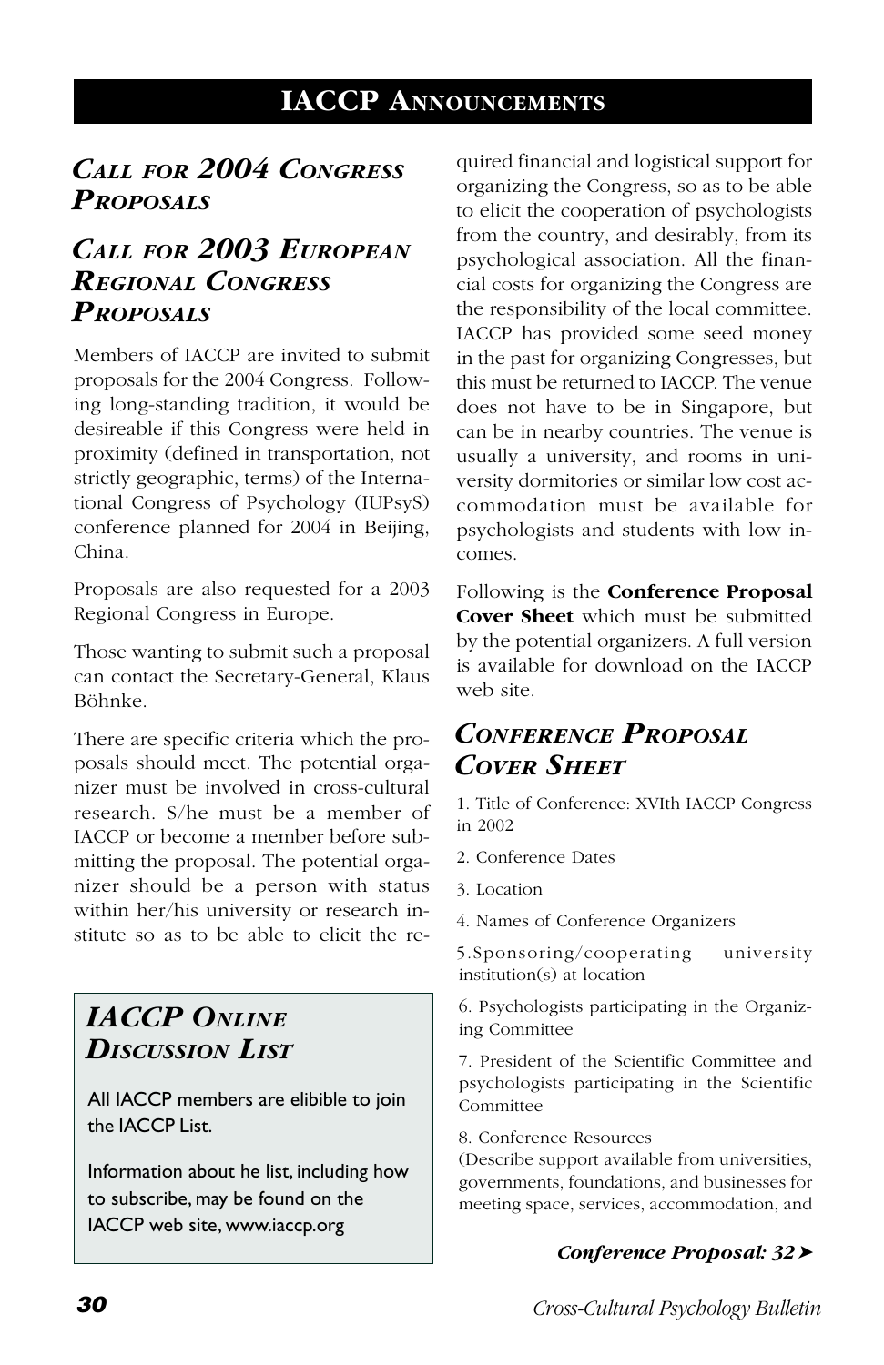# IACCP Announcements

## *Call for 2004 Congress Proposals*

## *Call for 2003 European Regional Congress Proposals*

Members of IACCP are invited to submit proposals for the 2004 Congress. Following long-standing tradition, it would be desireable if this Congress were held in proximity (defined in transportation, not strictly geographic, terms) of the International Congress of Psychology (IUPsyS) conference planned for 2004 in Beijing, China.

Proposals are also requested for a 2003 Regional Congress in Europe.

Those wanting to submit such a proposal can contact the Secretary-General, Klaus Böhnke.

There are specific criteria which the proposals should meet. The potential organizer must be involved in cross-cultural research. S/he must be a member of IACCP or become a member before submitting the proposal. The potential organizer should be a person with status within her/his university or research institute so as to be able to elicit the required financial and logistical support for organizing the Congress, so as to be able to elicit the cooperation of psychologists from the country, and desirably, from its psychological association. All the financial costs for organizing the Congress are the responsibility of the local committee. IACCP has provided some seed money in the past for organizing Congresses, but this must be returned to IACCP. The venue does not have to be in Singapore, but can be in nearby countries. The venue is usually a university, and rooms in university dormitories or similar low cost accommodation must be available for psychologists and students with low incomes.

Following is the **Conference Proposal Cover Sheet** which must be submitted by the potential organizers. A full version is available for download on the IACCP web site.

## *Conference Proposal Cover Sheet*

1. Title of Conference: XVIth IACCP Congress in 2002

2. Conference Dates

3. Location

4. Names of Conference Organizers

5. Sponsoring/cooperating university institution(s) at location

6. Psychologists participating in the Organizing Committee

7. President of the Scientific Committee and psychologists participating in the Scientific Committee

8. Conference Resources
(Describe support available from universities, governments, foundations, and businesses for meeting space, services, accommodation, and

***Conference Proposal: 32***

## *IACCP Online Discussion List*

All IACCP members are elibible to join the IACCP List.

Information about he list, including how to subscribe, may be found on the IACCP web site, www.iaccp.org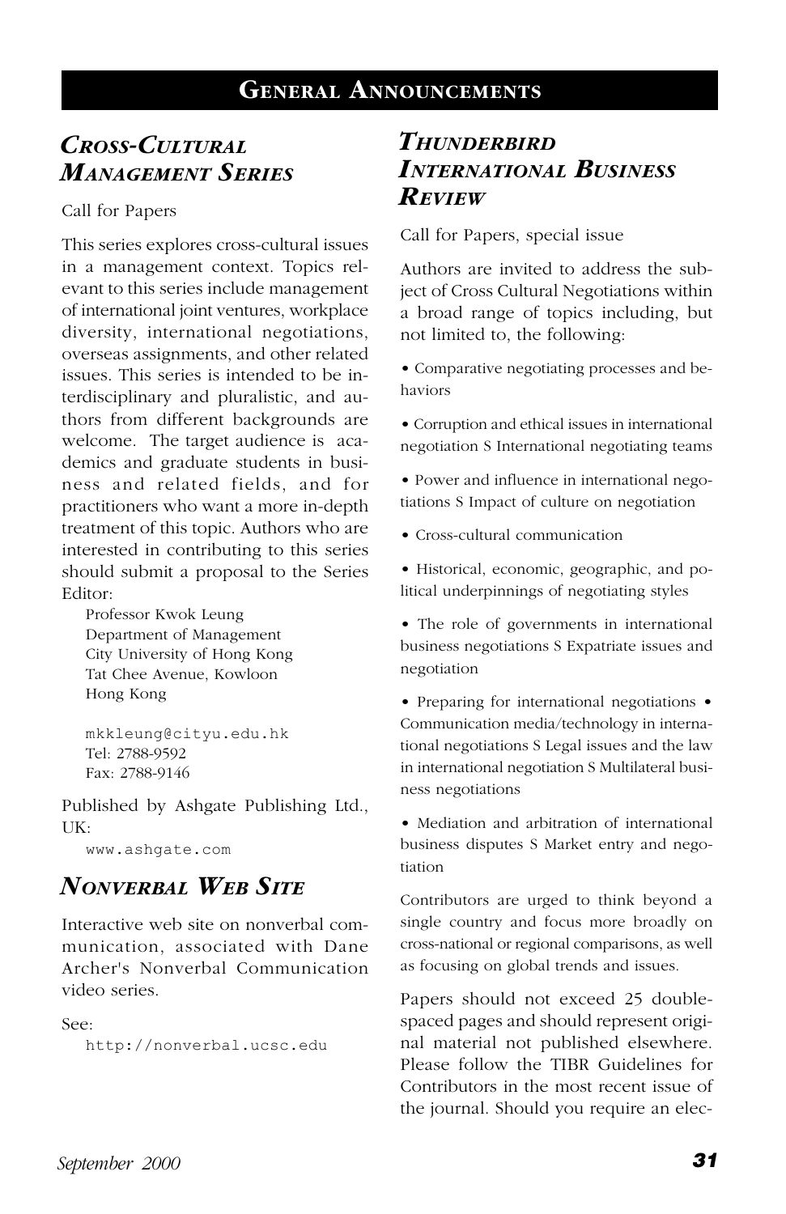# General Announcements

## *Cross-Cultural Management Series*

Call for Papers

This series explores cross-cultural issues in a management context. Topics relevant to this series include management of international joint ventures, workplace diversity, international negotiations, overseas assignments, and other related issues. This series is intended to be interdisciplinary and pluralistic, and authors from different backgrounds are welcome. The target audience is academics and graduate students in business and related fields, and for practitioners who want a more in-depth treatment of this topic. Authors who are interested in contributing to this series should submit a proposal to the Series Editor:

Professor Kwok Leung
Department of Management
City University of Hong Kong
Tat Chee Avenue, Kowloon
Hong Kong

mkkleung@cityu.edu.hk
Tel: 2788-9592
Fax: 2788-9146

Published by Ashgate Publishing Ltd., UK:
www.ashgate.com

## *Nonverbal Web Site*

Interactive web site on nonverbal communication, associated with Dane Archer's Nonverbal Communication video series.

See:
http://nonverbal.ucsc.edu

## *Thunderbird International Business Review*

Call for Papers, special issue

Authors are invited to address the subject of Cross Cultural Negotiations within a broad range of topics including, but not limited to, the following:

- Comparative negotiating processes and behaviors
- Corruption and ethical issues in international negotiation S International negotiating teams
- Power and influence in international negotiations S Impact of culture on negotiation
- Cross-cultural communication
- Historical, economic, geographic, and political underpinnings of negotiating styles
- The role of governments in international business negotiations S Expatriate issues and negotiation
- Preparing for international negotiations • Communication media/technology in international negotiations S Legal issues and the law in international negotiation S Multilateral business negotiations
- Mediation and arbitration of international business disputes S Market entry and negotiation

Contributors are urged to think beyond a single country and focus more broadly on cross-national or regional comparisons, as well as focusing on global trends and issues.

Papers should not exceed 25 double-spaced pages and should represent original material not published elsewhere. Please follow the TIBR Guidelines for Contributors in the most recent issue of the journal. Should you require an elec-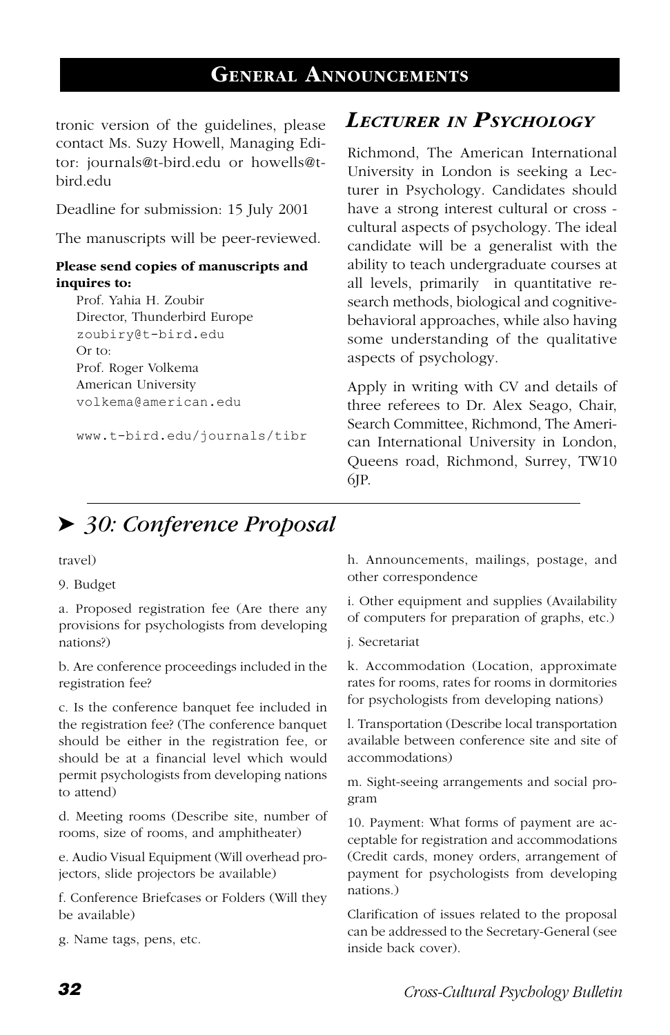tronic version of the guidelines, please contact Ms. Suzy Howell, Managing Editor: journals@t-bird.edu or howells@t-bird.edu

Deadline for submission: 15 July 2001

The manuscripts will be peer-reviewed.

**Please send copies of manuscripts and inquires to:**

Prof. Yahia H. Zoubir
Director, Thunderbird Europe
zoubiry@t-bird.edu
Or to:
Prof. Roger Volkema
American University
volkema@american.edu

www.t-bird.edu/journals/tibr

## *Lecturer in Psychology*

Richmond, The American International University in London is seeking a Lecturer in Psychology. Candidates should have a strong interest cultural or cross - cultural aspects of psychology. The ideal candidate will be a generalist with the ability to teach undergraduate courses at all levels, primarily in quantitative research methods, biological and cognitive-behavioral approaches, while also having some understanding of the qualitative aspects of psychology.

Apply in writing with CV and details of three referees to Dr. Alex Seago, Chair, Search Committee, Richmond, The American International University in London, Queens road, Richmond, Surrey, TW10 6JP.

## ➤ *30: Conference Proposal*

travel)

9. Budget

a. Proposed registration fee (Are there any provisions for psychologists from developing nations?)

b. Are conference proceedings included in the registration fee?

c. Is the conference banquet fee included in the registration fee? (The conference banquet should be either in the registration fee, or should be at a financial level which would permit psychologists from developing nations to attend)

d. Meeting rooms (Describe site, number of rooms, size of rooms, and amphitheater)

e. Audio Visual Equipment (Will overhead projectors, slide projectors be available)

f. Conference Briefcases or Folders (Will they be available)

g. Name tags, pens, etc.

h. Announcements, mailings, postage, and other correspondence

i. Other equipment and supplies (Availability of computers for preparation of graphs, etc.)

j. Secretariat

k. Accommodation (Location, approximate rates for rooms, rates for rooms in dormitories for psychologists from developing nations)

l. Transportation (Describe local transportation available between conference site and site of accommodations)

m. Sight-seeing arrangements and social program

10. Payment: What forms of payment are acceptable for registration and accommodations (Credit cards, money orders, arrangement of payment for psychologists from developing nations.)

Clarification of issues related to the proposal can be addressed to the Secretary-General (see inside back cover).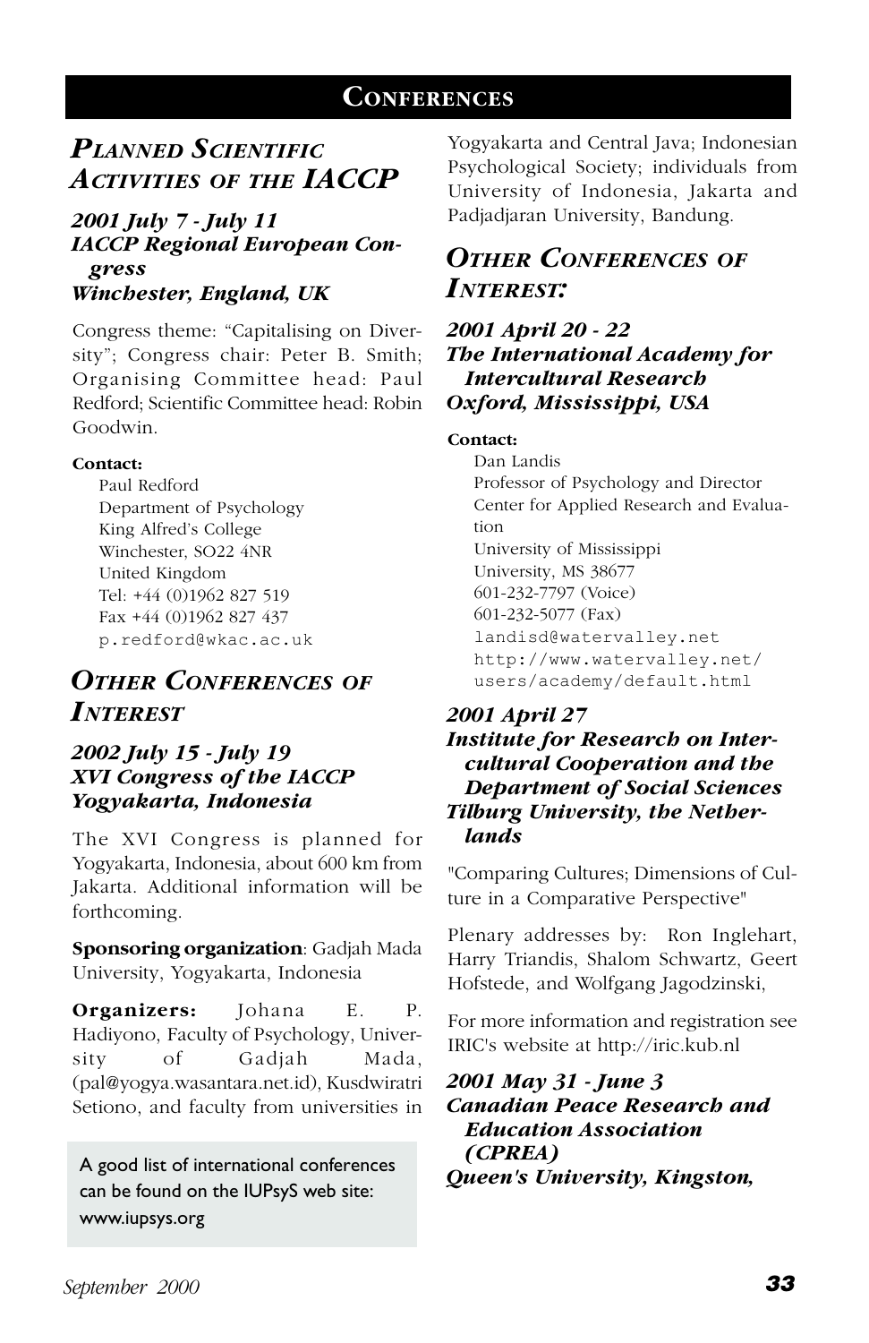# CONFERENCES

## *PLANNED SCIENTIFIC ACTIVITIES OF THE IACCP*

### *2001 July 7 - July 11*
### *IACCP Regional European Congress*
### *Winchester, England, UK*

Congress theme: "Capitalising on Diversity"; Congress chair: Peter B. Smith; Organising Committee head: Paul Redford; Scientific Committee head: Robin Goodwin.

**Contact:**
Paul Redford
Department of Psychology
King Alfred's College
Winchester, SO22 4NR
United Kingdom
Tel: +44 (0)1962 827 519
Fax +44 (0)1962 827 437
p.redford@wkac.ac.uk

## *OTHER CONFERENCES OF INTEREST*

### *2002 July 15 - July 19*
### *XVI Congress of the IACCP*
### *Yogyakarta, Indonesia*

The XVI Congress is planned for Yogyakarta, Indonesia, about 600 km from Jakarta. Additional information will be forthcoming.

**Sponsoring organization**: Gadjah Mada University, Yogyakarta, Indonesia

**Organizers:** Johana E. P. Hadiyono, Faculty of Psychology, University of Gadjah Mada, (pal@yogya.wasantara.net.id), Kusdwiratri Setiono, and faculty from universities in Yogyakarta and Central Java; Indonesian Psychological Society; individuals from University of Indonesia, Jakarta and Padjadjaran University, Bandung.

> A good list of international conferences can be found on the IUPsyS web site: www.iupsys.org

## *OTHER CONFERENCES OF INTEREST:*

### *2001 April 20 - 22*
### *The International Academy for Intercultural Research*
### *Oxford, Mississippi, USA*

**Contact:**
Dan Landis
Professor of Psychology and Director
Center for Applied Research and Evaluation
University of Mississippi
University, MS 38677
601-232-7797 (Voice)
601-232-5077 (Fax)
landisd@watervalley.net
http://www.watervalley.net/users/academy/default.html

### *2001 April 27*
### *Institute for Research on Intercultural Cooperation and the Department of Social Sciences*
### *Tilburg University, the Netherlands*

"Comparing Cultures; Dimensions of Culture in a Comparative Perspective"

Plenary addresses by: Ron Inglehart, Harry Triandis, Shalom Schwartz, Geert Hofstede, and Wolfgang Jagodzinski,

For more information and registration see IRIC's website at http://iric.kub.nl

### *2001 May 31 - June 3*
### *Canadian Peace Research and Education Association (CPREA)*
### *Queen's University, Kingston,*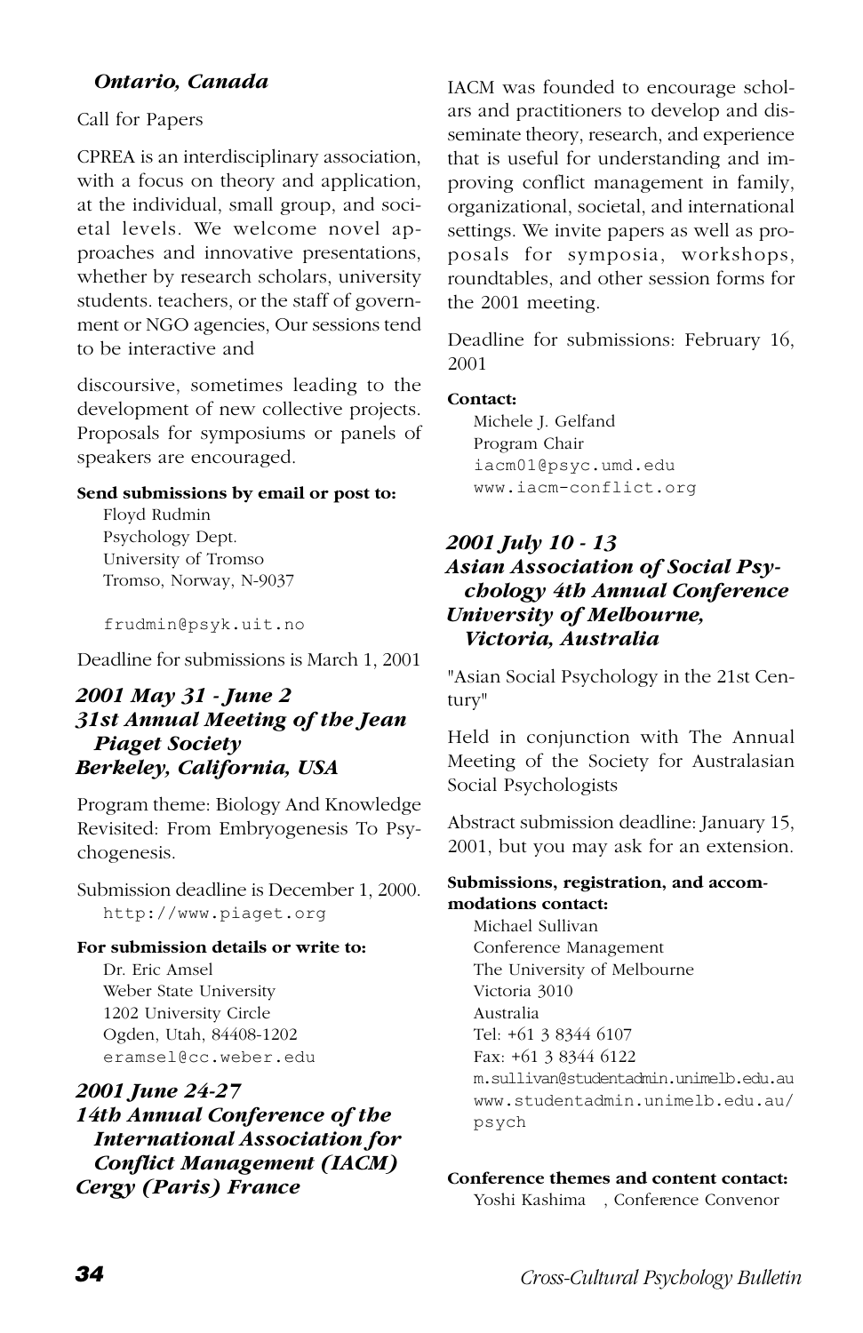### *Ontario, Canada*

Call for Papers

CPREA is an interdisciplinary association, with a focus on theory and application, at the individual, small group, and societal levels. We welcome novel approaches and innovative presentations, whether by research scholars, university students. teachers, or the staff of government or NGO agencies, Our sessions tend to be interactive and

discoursive, sometimes leading to the development of new collective projects. Proposals for symposiums or panels of speakers are encouraged.

**Send submissions by email or post to:**

Floyd Rudmin
Psychology Dept.
University of Tromso
Tromso, Norway, N-9037

frudmin@psyk.uit.no

Deadline for submissions is March 1, 2001

### *2001 May 31 - June 2*
### *31st Annual Meeting of the Jean Piaget Society*
### *Berkeley, California, USA*

Program theme: Biology And Knowledge Revisited: From Embryogenesis To Psychogenesis.

Submission deadline is December 1, 2000.
http://www.piaget.org

**For submission details or write to:**

Dr. Eric Amsel
Weber State University
1202 University Circle
Ogden, Utah, 84408-1202
eramsel@cc.weber.edu

### *2001 June 24-27*
### *14th Annual Conference of the International Association for Conflict Management (IACM)*
### *Cergy (Paris) France*

IACM was founded to encourage scholars and practitioners to develop and disseminate theory, research, and experience that is useful for understanding and improving conflict management in family, organizational, societal, and international settings. We invite papers as well as proposals for symposia, workshops, roundtables, and other session forms for the 2001 meeting.

Deadline for submissions: February 16, 2001

**Contact:**

Michele J. Gelfand
Program Chair
iacm01@psyc.umd.edu
www.iacm-conflict.org

### *2001 July 10 - 13*
### *Asian Association of Social Psychology 4th Annual Conference*
### *University of Melbourne, Victoria, Australia*

"Asian Social Psychology in the 21st Century"

Held in conjunction with The Annual Meeting of the Society for Australasian Social Psychologists

Abstract submission deadline: January 15, 2001, but you may ask for an extension.

**Submissions, registration, and accommodations contact:**

Michael Sullivan
Conference Management
The University of Melbourne
Victoria 3010
Australia
Tel: +61 3 8344 6107
Fax: +61 3 8344 6122
m.sullivan@studentadmin.unimelb.edu.au
www.studentadmin.unimelb.edu.au/psych

**Conference themes and content contact:**

Yoshi Kashima , Conference Convenor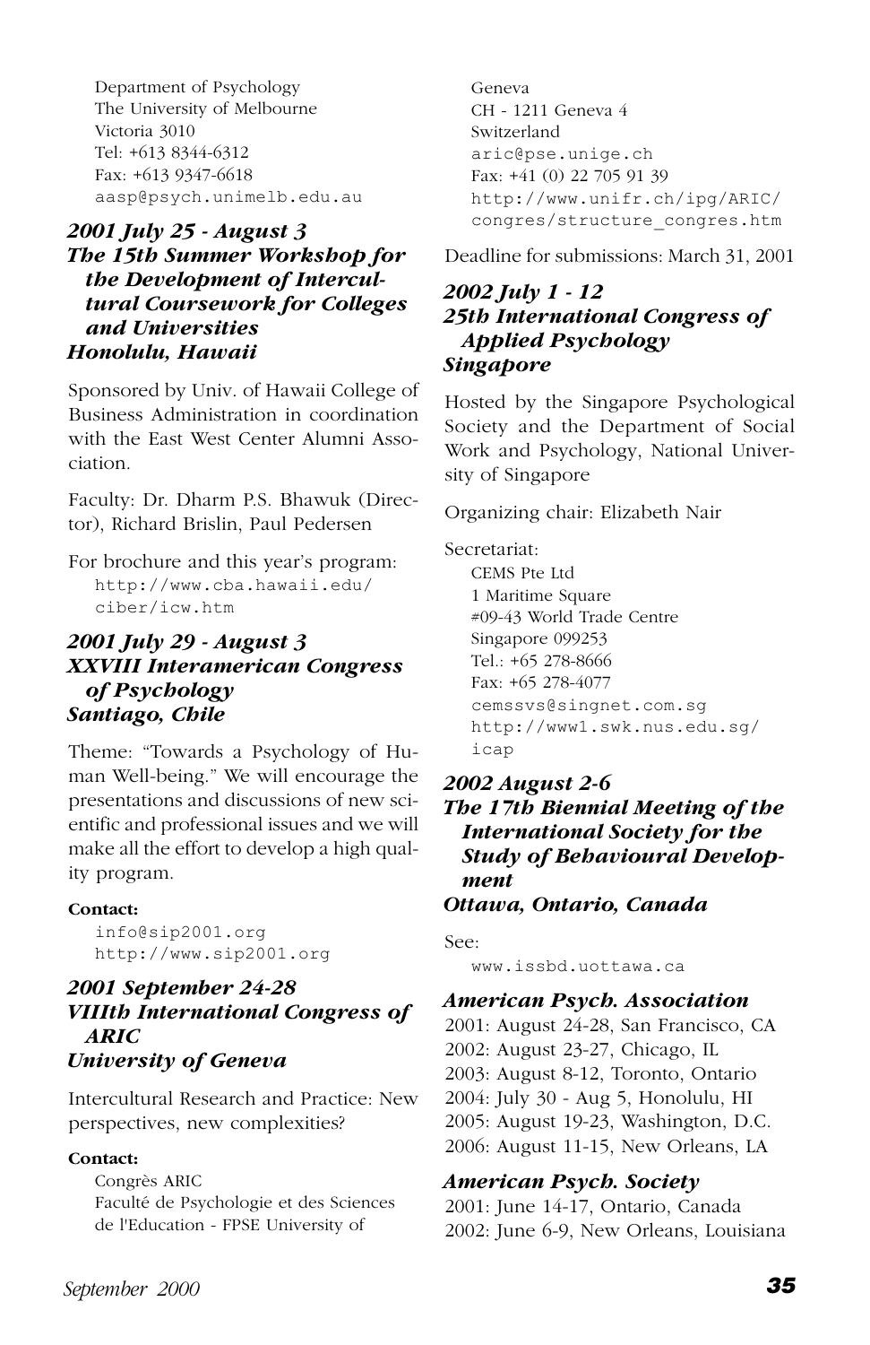Department of Psychology
The University of Melbourne
Victoria 3010
Tel: +613 8344-6312
Fax: +613 9347-6618
aasp@psych.unimelb.edu.au

### *2001 July 25 - August 3*
### *The 15th Summer Workshop for the Development of Intercultural Coursework for Colleges and Universities*
### *Honolulu, Hawaii*

Sponsored by Univ. of Hawaii College of Business Administration in coordination with the East West Center Alumni Association.

Faculty: Dr. Dharm P.S. Bhawuk (Director), Richard Brislin, Paul Pedersen

For brochure and this year's program:
http://www.cba.hawaii.edu/ciber/icw.htm

### *2001 July 29 - August 3*
### *XXVIII Interamerican Congress of Psychology*
### *Santiago, Chile*

Theme: "Towards a Psychology of Human Well-being." We will encourage the presentations and discussions of new scientific and professional issues and we will make all the effort to develop a high quality program.

**Contact:**
info@sip2001.org
http://www.sip2001.org

### *2001 September 24-28*
### *VIIIth International Congress of ARIC*
### *University of Geneva*

Intercultural Research and Practice: New perspectives, new complexities?

**Contact:**
Congrès ARIC
Faculté de Psychologie et des Sciences de l'Education - FPSE University of Geneva
CH - 1211 Geneva 4
Switzerland
aric@pse.unige.ch
Fax: +41 (0) 22 705 91 39
http://www.unifr.ch/ipg/ARIC/congres/structure_congres.htm

Deadline for submissions: March 31, 2001

### *2002 July 1 - 12*
### *25th International Congress of Applied Psychology*
### *Singapore*

Hosted by the Singapore Psychological Society and the Department of Social Work and Psychology, National University of Singapore

Organizing chair: Elizabeth Nair

Secretariat:
CEMS Pte Ltd
1 Maritime Square
#09-43 World Trade Centre
Singapore 099253
Tel.: +65 278-8666
Fax: +65 278-4077
cemssvs@singnet.com.sg
http://www1.swk.nus.edu.sg/icap

### *2002 August 2-6*
### *The 17th Biennial Meeting of the International Society for the Study of Behavioural Development*
### *Ottawa, Ontario, Canada*

See:
www.issbd.uottawa.ca

### *American Psych. Association*

2001: August 24-28, San Francisco, CA
2002: August 23-27, Chicago, IL
2003: August 8-12, Toronto, Ontario
2004: July 30 - Aug 5, Honolulu, HI
2005: August 19-23, Washington, D.C.
2006: August 11-15, New Orleans, LA

### *American Psych. Society*

2001: June 14-17, Ontario, Canada
2002: June 6-9, New Orleans, Louisiana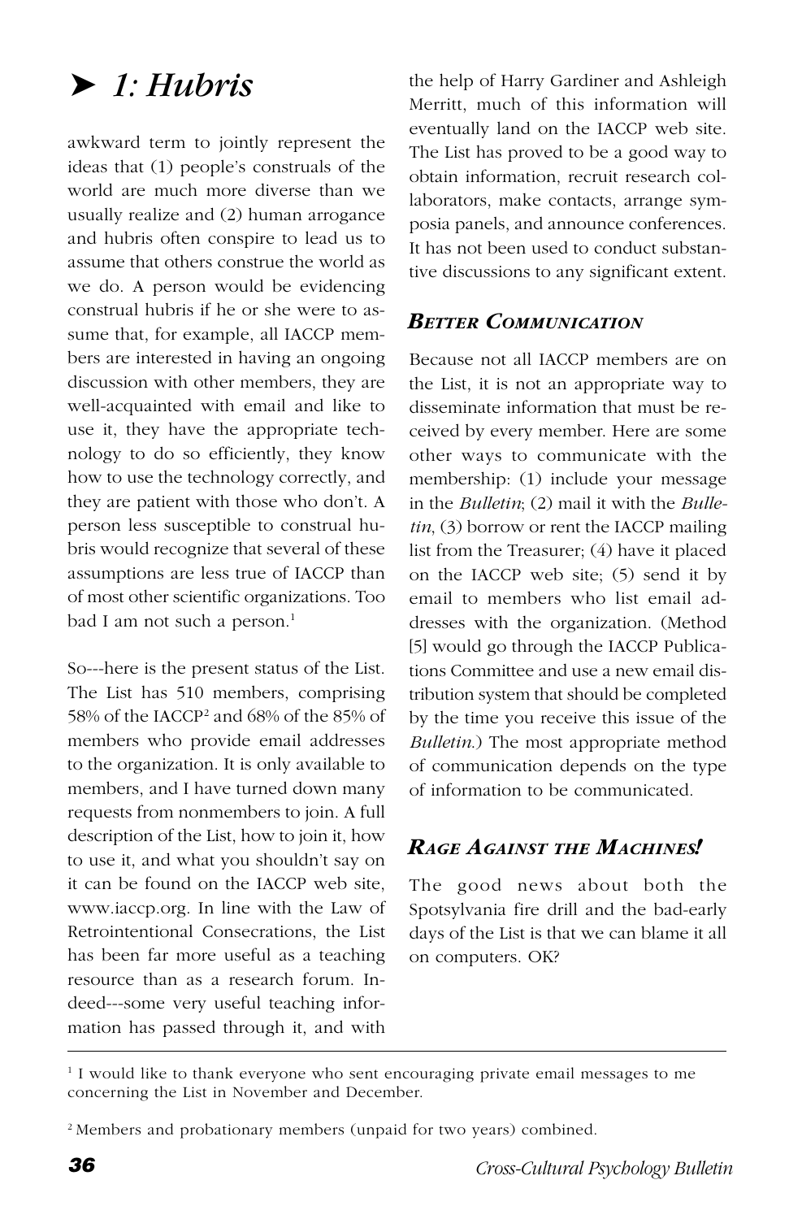# ➤ 1: Hubris

awkward term to jointly represent the ideas that (1) people's construals of the world are much more diverse than we usually realize and (2) human arrogance and hubris often conspire to lead us to assume that others construe the world as we do. A person would be evidencing construal hubris if he or she were to assume that, for example, all IACCP members are interested in having an ongoing discussion with other members, they are well-acquainted with email and like to use it, they have the appropriate technology to do so efficiently, they know how to use the technology correctly, and they are patient with those who don't. A person less susceptible to construal hubris would recognize that several of these assumptions are less true of IACCP than of most other scientific organizations. Too bad I am not such a person.[1]

So---here is the present status of the List. The List has 510 members, comprising 58% of the IACCP[2] and 68% of the 85% of members who provide email addresses to the organization. It is only available to members, and I have turned down many requests from nonmembers to join. A full description of the List, how to join it, how to use it, and what you shouldn't say on it can be found on the IACCP web site, www.iaccp.org. In line with the Law of Retrointentional Consecrations, the List has been far more useful as a teaching resource than as a research forum. Indeed---some very useful teaching information has passed through it, and with the help of Harry Gardiner and Ashleigh Merritt, much of this information will eventually land on the IACCP web site. The List has proved to be a good way to obtain information, recruit research collaborators, make contacts, arrange symposia panels, and announce conferences. It has not been used to conduct substantive discussions to any significant extent.

### *Better Communication*

Because not all IACCP members are on the List, it is not an appropriate way to disseminate information that must be received by every member. Here are some other ways to communicate with the membership: (1) include your message in the *Bulletin*; (2) mail it with the *Bulletin*, (3) borrow or rent the IACCP mailing list from the Treasurer; (4) have it placed on the IACCP web site; (5) send it by email to members who list email addresses with the organization. (Method [5] would go through the IACCP Publications Committee and use a new email distribution system that should be completed by the time you receive this issue of the *Bulletin.*) The most appropriate method of communication depends on the type of information to be communicated.

### *Rage Against the Machines!*

The good news about both the Spotsylvania fire drill and the bad-early days of the List is that we can blame it all on computers. OK?

---

[1] I would like to thank everyone who sent encouraging private email messages to me concerning the List in November and December.

[2] Members and probationary members (unpaid for two years) combined.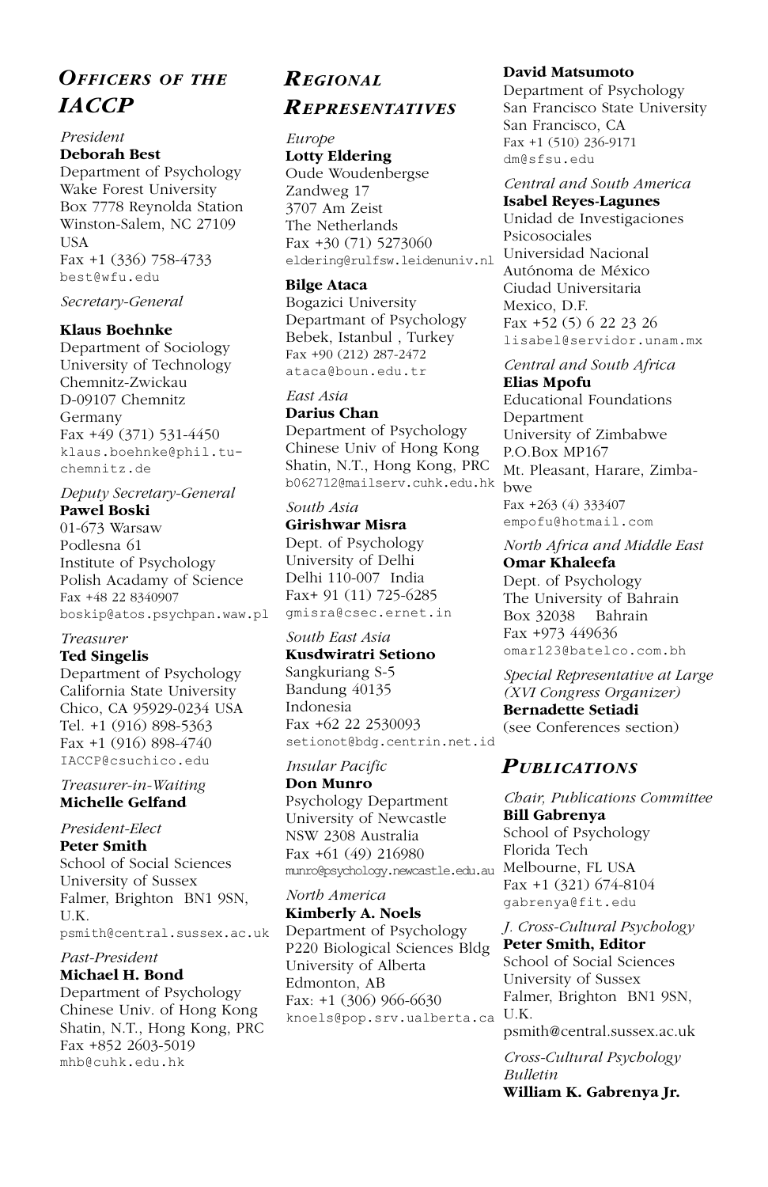## *Officers of the IACCP*

*President*
**Deborah Best**
Department of Psychology
Wake Forest University
Box 7778 Reynolda Station
Winston-Salem, NC 27109
USA
Fax +1 (336) 758-4733
best@wfu.edu

*Secretary-General*

**Klaus Boehnke**
Department of Sociology
University of Technology
Chemnitz-Zwickau
D-09107 Chemnitz
Germany
Fax +49 (371) 531-4450
klaus.boehnke@phil.tu-chemnitz.de

*Deputy Secretary-General*
**Pawel Boski**
01-673 Warsaw
Podlesna 61
Institute of Psychology
Polish Acadamy of Science
Fax +48 22 8340907
boskip@atos.psychpan.waw.pl

*Treasurer*
**Ted Singelis**
Department of Psychology
California State University
Chico, CA 95929-0234 USA
Tel. +1 (916) 898-5363
Fax +1 (916) 898-4740
IACCP@csuchico.edu

*Treasurer-in-Waiting*
**Michelle Gelfand**

*President-Elect*
**Peter Smith**
School of Social Sciences
University of Sussex
Falmer, Brighton BN1 9SN, U.K.
psmith@central.sussex.ac.uk

*Past-President*
**Michael H. Bond**
Department of Psychology
Chinese Univ. of Hong Kong
Shatin, N.T., Hong Kong, PRC
Fax +852 2603-5019
mhb@cuhk.edu.hk

## *Regional Representatives*

*Europe*
**Lotty Eldering**
Oude Woudenbergse
Zandweg 17
3707 Am Zeist
The Netherlands
Fax +30 (71) 5273060
eldering@rulfsw.leidenuniv.nl

**Bilge Ataca**
Bogazici University
Departmant of Psychology
Bebek, Istanbul , Turkey
Fax +90 (212) 287-2472
ataca@boun.edu.tr

*East Asia*
**Darius Chan**
Department of Psychology
Chinese Univ of Hong Kong
Shatin, N.T., Hong Kong, PRC
b062712@mailserv.cuhk.edu.hk

*South Asia*
**Girishwar Misra**
Dept. of Psychology
University of Delhi
Delhi 110-007 India
Fax+ 91 (11) 725-6285
gmisra@csec.ernet.in

*South East Asia*
**Kusdwiratri Setiono**
Sangkuriang S-5
Bandung 40135
Indonesia
Fax +62 22 2530093
setionot@bdg.centrin.net.id

*Insular Pacific*
**Don Munro**
Psychology Department
University of Newcastle
NSW 2308 Australia
Fax +61 (49) 216980
munro@psychology.newcastle.edu.au

*North America*
**Kimberly A. Noels**
Department of Psychology
P220 Biological Sciences Bldg
University of Alberta
Edmonton, AB
Fax: +1 (306) 966-6630
knoels@pop.srv.ualberta.ca

**David Matsumoto**
Department of Psychology
San Francisco State University
San Francisco, CA
Fax +1 (510) 236-9171
dm@sfsu.edu

*Central and South America*
**Isabel Reyes-Lagunes**
Unidad de Investigaciones Psicosociales
Universidad Nacional Autónoma de México
Ciudad Universitaria
Mexico, D.F.
Fax +52 (5) 6 22 23 26
lisabel@servidor.unam.mx

*Central and South Africa*
**Elias Mpofu**
Educational Foundations Department
University of Zimbabwe
P.O.Box MP167
Mt. Pleasant, Harare, Zimbabwe
Fax +263 (4) 333407
empofu@hotmail.com

*North Africa and Middle East*
**Omar Khaleefa**
Dept. of Psychology
The University of Bahrain
Box 32038 Bahrain
Fax +973 449636
omar123@batelco.com.bh

*Special Representative at Large (XVI Congress Organizer)*
**Bernadette Setiadi**
(see Conferences section)

## *Publications*

*Chair, Publications Committee*
**Bill Gabrenya**
School of Psychology
Florida Tech
Melbourne, FL USA
Fax +1 (321) 674-8104
gabrenya@fit.edu

*J. Cross-Cultural Psychology*
**Peter Smith, Editor**
School of Social Sciences
University of Sussex
Falmer, Brighton BN1 9SN, U.K.
psmith@central.sussex.ac.uk

*Cross-Cultural Psychology Bulletin*
**William K. Gabrenya Jr.**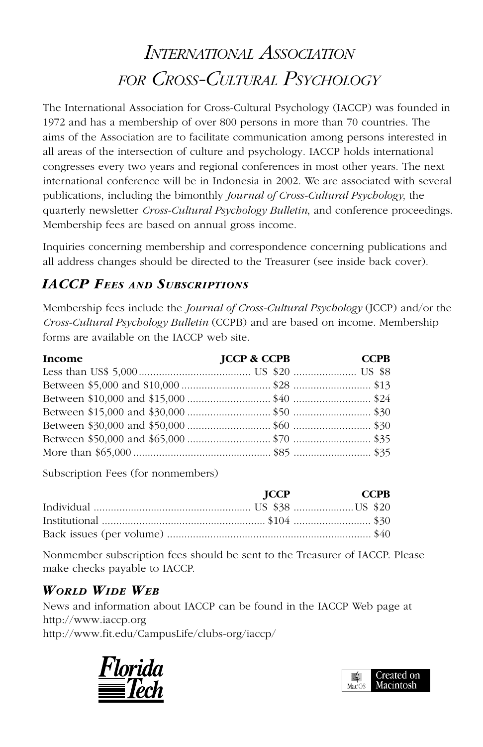# *International Association for Cross-Cultural Psychology*

The International Association for Cross-Cultural Psychology (IACCP) was founded in 1972 and has a membership of over 800 persons in more than 70 countries. The aims of the Association are to facilitate communication among persons interested in all areas of the intersection of culture and psychology. IACCP holds international congresses every two years and regional conferences in most other years. The next international conference will be in Indonesia in 2002. We are associated with several publications, including the bimonthly *Journal of Cross-Cultural Psychology*, the quarterly newsletter *Cross-Cultural Psychology Bulletin*, and conference proceedings. Membership fees are based on annual gross income.

Inquiries concerning membership and correspondence concerning publications and all address changes should be directed to the Treasurer (see inside back cover).

## *IACCP Fees and Subscriptions*

Membership fees include the *Journal of Cross-Cultural Psychology* (JCCP) and/or the *Cross-Cultural Psychology Bulletin* (CCPB) and are based on income. Membership forms are available on the IACCP web site.

| **Income** | **JCCP & CCPB** | **CCPB** |
|---|---|---|
| Less than US$ 5,000 | US $20 | US $8 |
| Between $5,000 and $10,000 | $28 | $13 |
| Between $10,000 and $15,000 | $40 | $24 |
| Between $15,000 and $30,000 | $50 | $30 |
| Between $30,000 and $50,000 | $60 | $30 |
| Between $50,000 and $65,000 | $70 | $35 |
| More than $65,000 | $85 | $35 |

Subscription Fees (for nonmembers)

| | **JCCP** | **CCPB** |
|---|---|---|
| Individual | US $38 | US $20 |
| Institutional | $104 | $30 |
| Back issues (per volume) | | $40 |

Nonmember subscription fees should be sent to the Treasurer of IACCP. Please make checks payable to IACCP.

## *World Wide Web*

News and information about IACCP can be found in the IACCP Web page at
http://www.iaccp.org
http://www.fit.edu/CampusLife/clubs-org/iaccp/

Florida Tech

Created on Macintosh